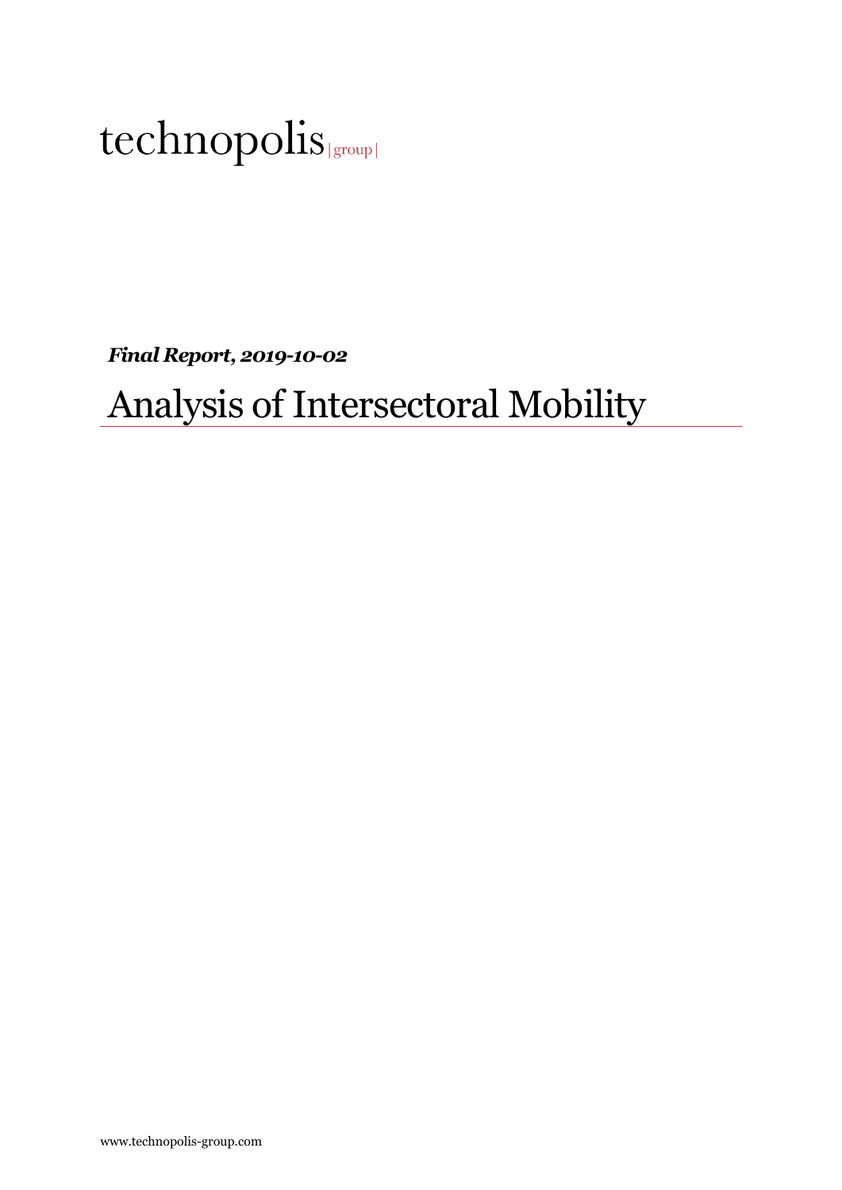technopolis |group|

***Final Report, 2019-10-02***

# Analysis of Intersectoral Mobility

www.technopolis-group.com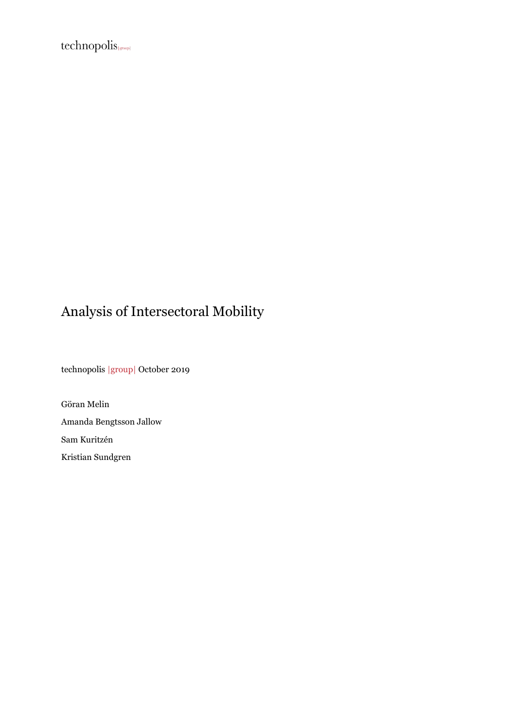technopolis |group|

# Analysis of Intersectoral Mobility

technopolis |group| October 2019

Göran Melin

Amanda Bengtsson Jallow

Sam Kuritzén

Kristian Sundgren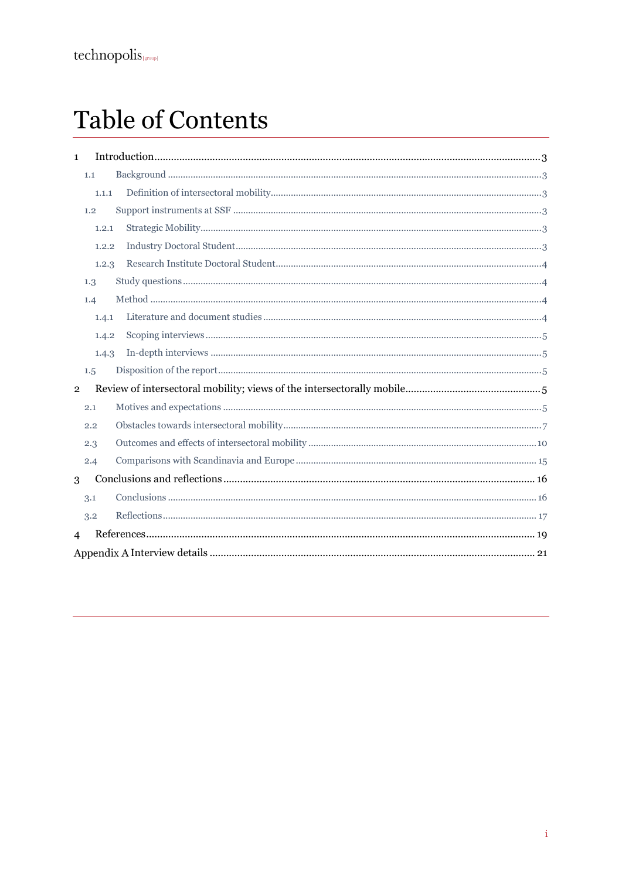# Table of Contents

1 Introduction ........ 3
  1.1 Background ........ 3
    1.1.1 Definition of intersectoral mobility ........ 3
  1.2 Support instruments at SSF ........ 3
    1.2.1 Strategic Mobility ........ 3
    1.2.2 Industry Doctoral Student ........ 3
    1.2.3 Research Institute Doctoral Student ........ 4
  1.3 Study questions ........ 4
  1.4 Method ........ 4
    1.4.1 Literature and document studies ........ 4
    1.4.2 Scoping interviews ........ 5
    1.4.3 In-depth interviews ........ 5
  1.5 Disposition of the report ........ 5
2 Review of intersectoral mobility; views of the intersectorally mobile ........ 5
  2.1 Motives and expectations ........ 5
  2.2 Obstacles towards intersectoral mobility ........ 7
  2.3 Outcomes and effects of intersectoral mobility ........ 10
  2.4 Comparisons with Scandinavia and Europe ........ 15
3 Conclusions and reflections ........ 16
  3.1 Conclusions ........ 16
  3.2 Reflections ........ 17
4 References ........ 19
Appendix A Interview details ........ 21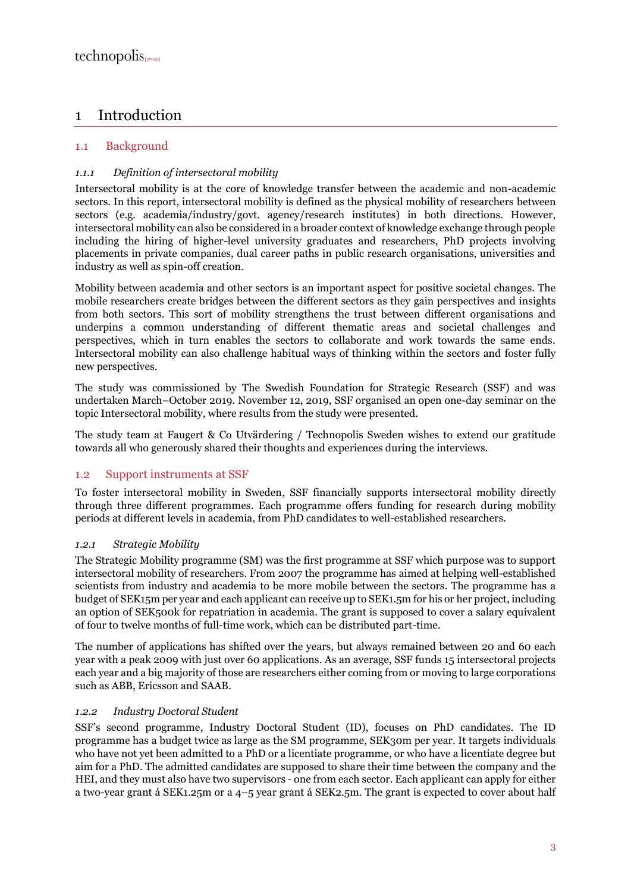# 1 Introduction

## 1.1 Background

### *1.1.1 Definition of intersectoral mobility*

Intersectoral mobility is at the core of knowledge transfer between the academic and non-academic sectors. In this report, intersectoral mobility is defined as the physical mobility of researchers between sectors (e.g. academia/industry/govt. agency/research institutes) in both directions. However, intersectoral mobility can also be considered in a broader context of knowledge exchange through people including the hiring of higher-level university graduates and researchers, PhD projects involving placements in private companies, dual career paths in public research organisations, universities and industry as well as spin-off creation.

Mobility between academia and other sectors is an important aspect for positive societal changes. The mobile researchers create bridges between the different sectors as they gain perspectives and insights from both sectors. This sort of mobility strengthens the trust between different organisations and underpins a common understanding of different thematic areas and societal challenges and perspectives, which in turn enables the sectors to collaborate and work towards the same ends. Intersectoral mobility can also challenge habitual ways of thinking within the sectors and foster fully new perspectives.

The study was commissioned by The Swedish Foundation for Strategic Research (SSF) and was undertaken March–October 2019. November 12, 2019, SSF organised an open one-day seminar on the topic Intersectoral mobility, where results from the study were presented.

The study team at Faugert & Co Utvärdering / Technopolis Sweden wishes to extend our gratitude towards all who generously shared their thoughts and experiences during the interviews.

## 1.2 Support instruments at SSF

To foster intersectoral mobility in Sweden, SSF financially supports intersectoral mobility directly through three different programmes. Each programme offers funding for research during mobility periods at different levels in academia, from PhD candidates to well-established researchers.

### *1.2.1 Strategic Mobility*

The Strategic Mobility programme (SM) was the first programme at SSF which purpose was to support intersectoral mobility of researchers. From 2007 the programme has aimed at helping well-established scientists from industry and academia to be more mobile between the sectors. The programme has a budget of SEK15m per year and each applicant can receive up to SEK1.5m for his or her project, including an option of SEK500k for repatriation in academia. The grant is supposed to cover a salary equivalent of four to twelve months of full-time work, which can be distributed part-time.

The number of applications has shifted over the years, but always remained between 20 and 60 each year with a peak 2009 with just over 60 applications. As an average, SSF funds 15 intersectoral projects each year and a big majority of those are researchers either coming from or moving to large corporations such as ABB, Ericsson and SAAB.

### *1.2.2 Industry Doctoral Student*

SSF's second programme, Industry Doctoral Student (ID), focuses on PhD candidates. The ID programme has a budget twice as large as the SM programme, SEK30m per year. It targets individuals who have not yet been admitted to a PhD or a licentiate programme, or who have a licentiate degree but aim for a PhD. The admitted candidates are supposed to share their time between the company and the HEI, and they must also have two supervisors - one from each sector. Each applicant can apply for either a two-year grant á SEK1.25m or a 4–5 year grant á SEK2.5m. The grant is expected to cover about half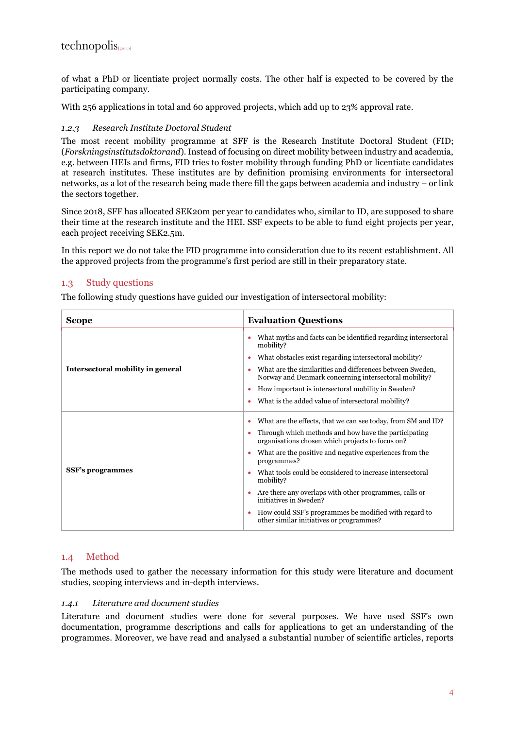of what a PhD or licentiate project normally costs. The other half is expected to be covered by the participating company.

With 256 applications in total and 60 approved projects, which add up to 23% approval rate.

#### *1.2.3 Research Institute Doctoral Student*

The most recent mobility programme at SFF is the Research Institute Doctoral Student (FID; (*Forskningsinstitutsdoktorand*). Instead of focusing on direct mobility between industry and academia, e.g. between HEIs and firms, FID tries to foster mobility through funding PhD or licentiate candidates at research institutes. These institutes are by definition promising environments for intersectoral networks, as a lot of the research being made there fill the gaps between academia and industry – or link the sectors together.

Since 2018, SFF has allocated SEK20m per year to candidates who, similar to ID, are supposed to share their time at the research institute and the HEI. SSF expects to be able to fund eight projects per year, each project receiving SEK2.5m.

In this report we do not take the FID programme into consideration due to its recent establishment. All the approved projects from the programme's first period are still in their preparatory state.

## 1.3 Study questions

The following study questions have guided our investigation of intersectoral mobility:

| **Scope** | **Evaluation Questions** |
|---|---|
| **Intersectoral mobility in general** | • What myths and facts can be identified regarding intersectoral mobility?<br>• What obstacles exist regarding intersectoral mobility?<br>• What are the similarities and differences between Sweden, Norway and Denmark concerning intersectoral mobility?<br>• How important is intersectoral mobility in Sweden?<br>• What is the added value of intersectoral mobility? |
| **SSF's programmes** | • What are the effects, that we can see today, from SM and ID?<br>• Through which methods and how have the participating organisations chosen which projects to focus on?<br>• What are the positive and negative experiences from the programmes?<br>• What tools could be considered to increase intersectoral mobility?<br>• Are there any overlaps with other programmes, calls or initiatives in Sweden?<br>• How could SSF's programmes be modified with regard to other similar initiatives or programmes? |

## 1.4 Method

The methods used to gather the necessary information for this study were literature and document studies, scoping interviews and in-depth interviews.

#### *1.4.1 Literature and document studies*

Literature and document studies were done for several purposes. We have used SSF's own documentation, programme descriptions and calls for applications to get an understanding of the programmes. Moreover, we have read and analysed a substantial number of scientific articles, reports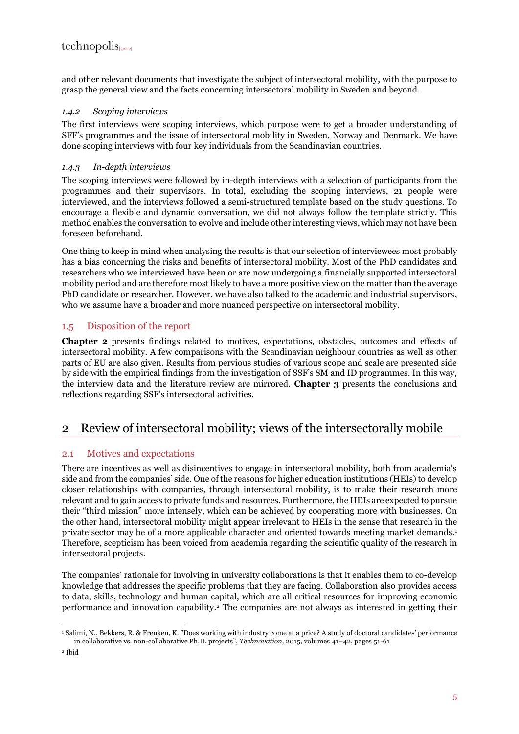and other relevant documents that investigate the subject of intersectoral mobility, with the purpose to grasp the general view and the facts concerning intersectoral mobility in Sweden and beyond.

#### *1.4.2 Scoping interviews*

The first interviews were scoping interviews, which purpose were to get a broader understanding of SFF's programmes and the issue of intersectoral mobility in Sweden, Norway and Denmark. We have done scoping interviews with four key individuals from the Scandinavian countries.

#### *1.4.3 In-depth interviews*

The scoping interviews were followed by in-depth interviews with a selection of participants from the programmes and their supervisors. In total, excluding the scoping interviews, 21 people were interviewed, and the interviews followed a semi-structured template based on the study questions. To encourage a flexible and dynamic conversation, we did not always follow the template strictly. This method enables the conversation to evolve and include other interesting views, which may not have been foreseen beforehand.

One thing to keep in mind when analysing the results is that our selection of interviewees most probably has a bias concerning the risks and benefits of intersectoral mobility. Most of the PhD candidates and researchers who we interviewed have been or are now undergoing a financially supported intersectoral mobility period and are therefore most likely to have a more positive view on the matter than the average PhD candidate or researcher. However, we have also talked to the academic and industrial supervisors, who we assume have a broader and more nuanced perspective on intersectoral mobility.

### 1.5 Disposition of the report

**Chapter 2** presents findings related to motives, expectations, obstacles, outcomes and effects of intersectoral mobility. A few comparisons with the Scandinavian neighbour countries as well as other parts of EU are also given. Results from pervious studies of various scope and scale are presented side by side with the empirical findings from the investigation of SSF's SM and ID programmes. In this way, the interview data and the literature review are mirrored. **Chapter 3** presents the conclusions and reflections regarding SSF's intersectoral activities.

## 2 Review of intersectoral mobility; views of the intersectorally mobile

### 2.1 Motives and expectations

There are incentives as well as disincentives to engage in intersectoral mobility, both from academia's side and from the companies' side. One of the reasons for higher education institutions (HEIs) to develop closer relationships with companies, through intersectoral mobility, is to make their research more relevant and to gain access to private funds and resources. Furthermore, the HEIs are expected to pursue their "third mission" more intensely, which can be achieved by cooperating more with businesses. On the other hand, intersectoral mobility might appear irrelevant to HEIs in the sense that research in the private sector may be of a more applicable character and oriented towards meeting market demands.[1] Therefore, scepticism has been voiced from academia regarding the scientific quality of the research in intersectoral projects.

The companies' rationale for involving in university collaborations is that it enables them to co-develop knowledge that addresses the specific problems that they are facing. Collaboration also provides access to data, skills, technology and human capital, which are all critical resources for improving economic performance and innovation capability.[2] The companies are not always as interested in getting their

[1] Salimi, N., Bekkers, R. & Frenken, K. "Does working with industry come at a price? A study of doctoral candidates' performance in collaborative vs. non-collaborative Ph.D. projects", *Technovation,* 2015, volumes 41–42, pages 51-61

[2] Ibid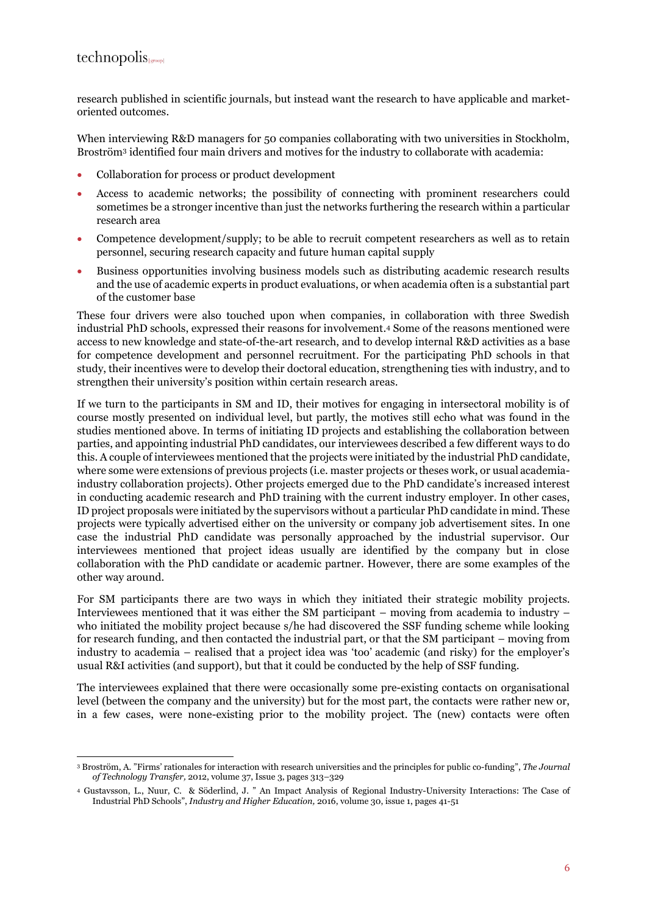research published in scientific journals, but instead want the research to have applicable and market-oriented outcomes.

When interviewing R&D managers for 50 companies collaborating with two universities in Stockholm, Broström[3] identified four main drivers and motives for the industry to collaborate with academia:

- Collaboration for process or product development
- Access to academic networks; the possibility of connecting with prominent researchers could sometimes be a stronger incentive than just the networks furthering the research within a particular research area
- Competence development/supply; to be able to recruit competent researchers as well as to retain personnel, securing research capacity and future human capital supply
- Business opportunities involving business models such as distributing academic research results and the use of academic experts in product evaluations, or when academia often is a substantial part of the customer base

These four drivers were also touched upon when companies, in collaboration with three Swedish industrial PhD schools, expressed their reasons for involvement.[4] Some of the reasons mentioned were access to new knowledge and state-of-the-art research, and to develop internal R&D activities as a base for competence development and personnel recruitment. For the participating PhD schools in that study, their incentives were to develop their doctoral education, strengthening ties with industry, and to strengthen their university's position within certain research areas.

If we turn to the participants in SM and ID, their motives for engaging in intersectoral mobility is of course mostly presented on individual level, but partly, the motives still echo what was found in the studies mentioned above. In terms of initiating ID projects and establishing the collaboration between parties, and appointing industrial PhD candidates, our interviewees described a few different ways to do this. A couple of interviewees mentioned that the projects were initiated by the industrial PhD candidate, where some were extensions of previous projects (i.e. master projects or theses work, or usual academia-industry collaboration projects). Other projects emerged due to the PhD candidate's increased interest in conducting academic research and PhD training with the current industry employer. In other cases, ID project proposals were initiated by the supervisors without a particular PhD candidate in mind. These projects were typically advertised either on the university or company job advertisement sites. In one case the industrial PhD candidate was personally approached by the industrial supervisor. Our interviewees mentioned that project ideas usually are identified by the company but in close collaboration with the PhD candidate or academic partner. However, there are some examples of the other way around.

For SM participants there are two ways in which they initiated their strategic mobility projects. Interviewees mentioned that it was either the SM participant – moving from academia to industry – who initiated the mobility project because s/he had discovered the SSF funding scheme while looking for research funding, and then contacted the industrial part, or that the SM participant – moving from industry to academia – realised that a project idea was 'too' academic (and risky) for the employer's usual R&I activities (and support), but that it could be conducted by the help of SSF funding.

The interviewees explained that there were occasionally some pre-existing contacts on organisational level (between the company and the university) but for the most part, the contacts were rather new or, in a few cases, were none-existing prior to the mobility project. The (new) contacts were often

[3] Broström, A. "Firms' rationales for interaction with research universities and the principles for public co-funding", *The Journal of Technology Transfer,* 2012, volume 37, Issue 3, pages 313–329

[4] Gustavsson, L., Nuur, C. & Söderlind, J. " An Impact Analysis of Regional Industry-University Interactions: The Case of Industrial PhD Schools", *Industry and Higher Education,* 2016, volume 30, issue 1, pages 41-51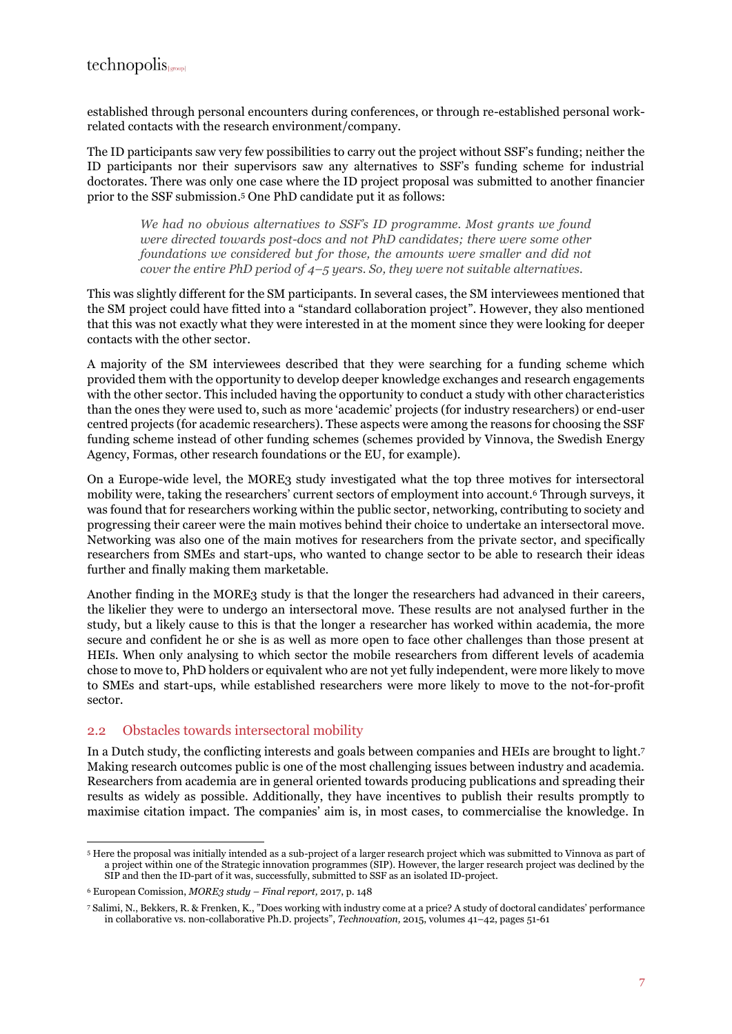established through personal encounters during conferences, or through re-established personal work-related contacts with the research environment/company.

The ID participants saw very few possibilities to carry out the project without SSF's funding; neither the ID participants nor their supervisors saw any alternatives to SSF's funding scheme for industrial doctorates. There was only one case where the ID project proposal was submitted to another financier prior to the SSF submission.[5] One PhD candidate put it as follows:

> *We had no obvious alternatives to SSF's ID programme. Most grants we found were directed towards post-docs and not PhD candidates; there were some other foundations we considered but for those, the amounts were smaller and did not cover the entire PhD period of 4–5 years. So, they were not suitable alternatives.*

This was slightly different for the SM participants. In several cases, the SM interviewees mentioned that the SM project could have fitted into a "standard collaboration project". However, they also mentioned that this was not exactly what they were interested in at the moment since they were looking for deeper contacts with the other sector.

A majority of the SM interviewees described that they were searching for a funding scheme which provided them with the opportunity to develop deeper knowledge exchanges and research engagements with the other sector. This included having the opportunity to conduct a study with other characteristics than the ones they were used to, such as more 'academic' projects (for industry researchers) or end-user centred projects (for academic researchers). These aspects were among the reasons for choosing the SSF funding scheme instead of other funding schemes (schemes provided by Vinnova, the Swedish Energy Agency, Formas, other research foundations or the EU, for example).

On a Europe-wide level, the MORE3 study investigated what the top three motives for intersectoral mobility were, taking the researchers' current sectors of employment into account.[6] Through surveys, it was found that for researchers working within the public sector, networking, contributing to society and progressing their career were the main motives behind their choice to undertake an intersectoral move. Networking was also one of the main motives for researchers from the private sector, and specifically researchers from SMEs and start-ups, who wanted to change sector to be able to research their ideas further and finally making them marketable.

Another finding in the MORE3 study is that the longer the researchers had advanced in their careers, the likelier they were to undergo an intersectoral move. These results are not analysed further in the study, but a likely cause to this is that the longer a researcher has worked within academia, the more secure and confident he or she is as well as more open to face other challenges than those present at HEIs. When only analysing to which sector the mobile researchers from different levels of academia chose to move to, PhD holders or equivalent who are not yet fully independent, were more likely to move to SMEs and start-ups, while established researchers were more likely to move to the not-for-profit sector.

## 2.2 Obstacles towards intersectoral mobility

In a Dutch study, the conflicting interests and goals between companies and HEIs are brought to light.[7] Making research outcomes public is one of the most challenging issues between industry and academia. Researchers from academia are in general oriented towards producing publications and spreading their results as widely as possible. Additionally, they have incentives to publish their results promptly to maximise citation impact. The companies' aim is, in most cases, to commercialise the knowledge. In

---

[5] Here the proposal was initially intended as a sub-project of a larger research project which was submitted to Vinnova as part of a project within one of the Strategic innovation programmes (SIP). However, the larger research project was declined by the SIP and then the ID-part of it was, successfully, submitted to SSF as an isolated ID-project.

[6] European Comission, *MORE3 study – Final report,* 2017, p. 148

[7] Salimi, N., Bekkers, R. & Frenken, K., "Does working with industry come at a price? A study of doctoral candidates' performance in collaborative vs. non-collaborative Ph.D. projects", *Technovation,* 2015, volumes 41–42, pages 51-61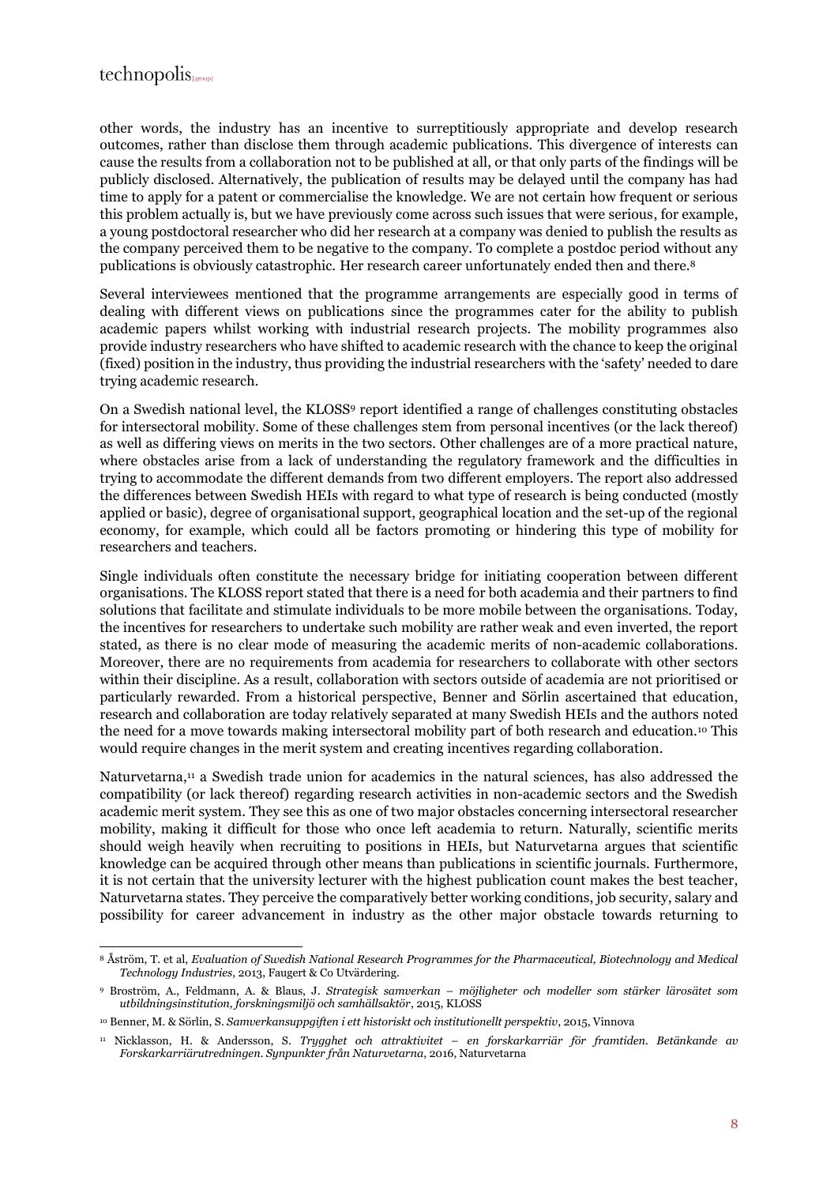other words, the industry has an incentive to surreptitiously appropriate and develop research outcomes, rather than disclose them through academic publications. This divergence of interests can cause the results from a collaboration not to be published at all, or that only parts of the findings will be publicly disclosed. Alternatively, the publication of results may be delayed until the company has had time to apply for a patent or commercialise the knowledge. We are not certain how frequent or serious this problem actually is, but we have previously come across such issues that were serious, for example, a young postdoctoral researcher who did her research at a company was denied to publish the results as the company perceived them to be negative to the company. To complete a postdoc period without any publications is obviously catastrophic. Her research career unfortunately ended then and there.[8]

Several interviewees mentioned that the programme arrangements are especially good in terms of dealing with different views on publications since the programmes cater for the ability to publish academic papers whilst working with industrial research projects. The mobility programmes also provide industry researchers who have shifted to academic research with the chance to keep the original (fixed) position in the industry, thus providing the industrial researchers with the 'safety' needed to dare trying academic research.

On a Swedish national level, the KLOSS[9] report identified a range of challenges constituting obstacles for intersectoral mobility. Some of these challenges stem from personal incentives (or the lack thereof) as well as differing views on merits in the two sectors. Other challenges are of a more practical nature, where obstacles arise from a lack of understanding the regulatory framework and the difficulties in trying to accommodate the different demands from two different employers. The report also addressed the differences between Swedish HEIs with regard to what type of research is being conducted (mostly applied or basic), degree of organisational support, geographical location and the set-up of the regional economy, for example, which could all be factors promoting or hindering this type of mobility for researchers and teachers.

Single individuals often constitute the necessary bridge for initiating cooperation between different organisations. The KLOSS report stated that there is a need for both academia and their partners to find solutions that facilitate and stimulate individuals to be more mobile between the organisations. Today, the incentives for researchers to undertake such mobility are rather weak and even inverted, the report stated, as there is no clear mode of measuring the academic merits of non-academic collaborations. Moreover, there are no requirements from academia for researchers to collaborate with other sectors within their discipline. As a result, collaboration with sectors outside of academia are not prioritised or particularly rewarded. From a historical perspective, Benner and Sörlin ascertained that education, research and collaboration are today relatively separated at many Swedish HEIs and the authors noted the need for a move towards making intersectoral mobility part of both research and education.[10] This would require changes in the merit system and creating incentives regarding collaboration.

Naturvetarna,[11] a Swedish trade union for academics in the natural sciences, has also addressed the compatibility (or lack thereof) regarding research activities in non-academic sectors and the Swedish academic merit system. They see this as one of two major obstacles concerning intersectoral researcher mobility, making it difficult for those who once left academia to return. Naturally, scientific merits should weigh heavily when recruiting to positions in HEIs, but Naturvetarna argues that scientific knowledge can be acquired through other means than publications in scientific journals. Furthermore, it is not certain that the university lecturer with the highest publication count makes the best teacher, Naturvetarna states. They perceive the comparatively better working conditions, job security, salary and possibility for career advancement in industry as the other major obstacle towards returning to

---

[8] Åström, T. et al, *Evaluation of Swedish National Research Programmes for the Pharmaceutical, Biotechnology and Medical Technology Industries*, 2013, Faugert & Co Utvärdering.

[9] Broström, A., Feldmann, A. & Blaus, J. *Strategisk samverkan – möjligheter och modeller som stärker lärosätet som utbildningsinstitution, forskningsmiljö och samhällsaktör*, 2015, KLOSS

[10] Benner, M. & Sörlin, S. *Samverkansuppgiften i ett historiskt och institutionellt perspektiv*, 2015, Vinnova

[11] Nicklasson, H. & Andersson, S. *Trygghet och attraktivitet – en forskarkarriär för framtiden. Betänkande av Forskarkarriärutredningen. Synpunkter från Naturvetarna*, 2016, Naturvetarna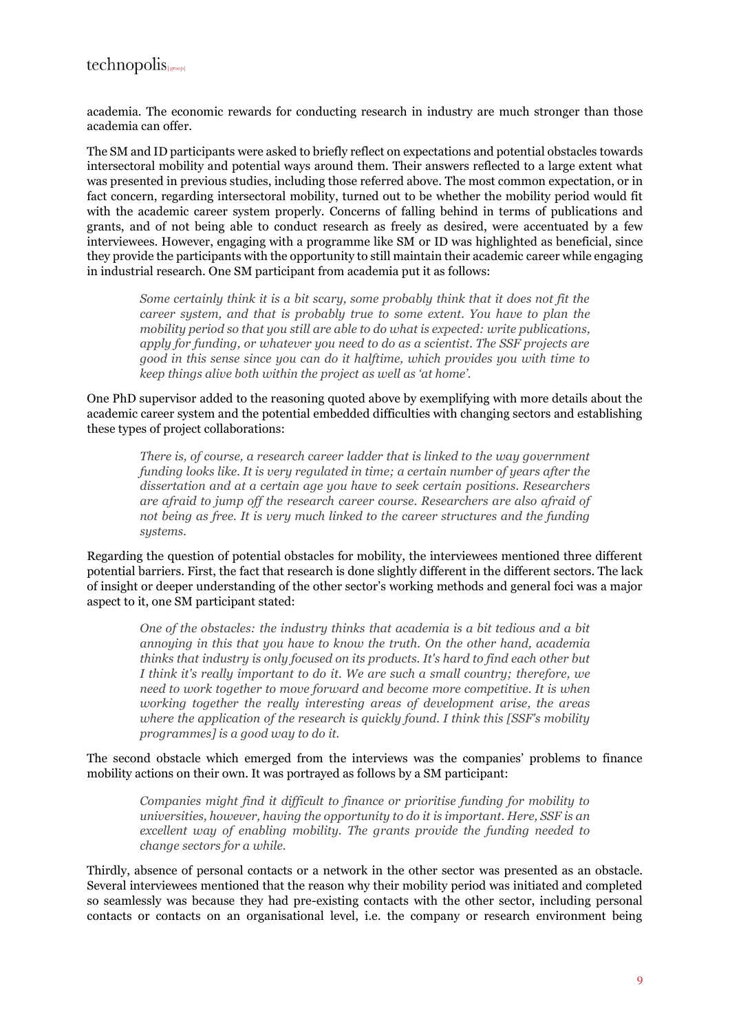academia. The economic rewards for conducting research in industry are much stronger than those academia can offer.

The SM and ID participants were asked to briefly reflect on expectations and potential obstacles towards intersectoral mobility and potential ways around them. Their answers reflected to a large extent what was presented in previous studies, including those referred above. The most common expectation, or in fact concern, regarding intersectoral mobility, turned out to be whether the mobility period would fit with the academic career system properly. Concerns of falling behind in terms of publications and grants, and of not being able to conduct research as freely as desired, were accentuated by a few interviewees. However, engaging with a programme like SM or ID was highlighted as beneficial, since they provide the participants with the opportunity to still maintain their academic career while engaging in industrial research. One SM participant from academia put it as follows:

> *Some certainly think it is a bit scary, some probably think that it does not fit the career system, and that is probably true to some extent. You have to plan the mobility period so that you still are able to do what is expected: write publications, apply for funding, or whatever you need to do as a scientist. The SSF projects are good in this sense since you can do it halftime, which provides you with time to keep things alive both within the project as well as 'at home'.*

One PhD supervisor added to the reasoning quoted above by exemplifying with more details about the academic career system and the potential embedded difficulties with changing sectors and establishing these types of project collaborations:

> *There is, of course, a research career ladder that is linked to the way government funding looks like. It is very regulated in time; a certain number of years after the dissertation and at a certain age you have to seek certain positions. Researchers are afraid to jump off the research career course. Researchers are also afraid of not being as free. It is very much linked to the career structures and the funding systems.*

Regarding the question of potential obstacles for mobility, the interviewees mentioned three different potential barriers. First, the fact that research is done slightly different in the different sectors. The lack of insight or deeper understanding of the other sector's working methods and general foci was a major aspect to it, one SM participant stated:

> *One of the obstacles: the industry thinks that academia is a bit tedious and a bit annoying in this that you have to know the truth. On the other hand, academia thinks that industry is only focused on its products. It's hard to find each other but I think it's really important to do it. We are such a small country; therefore, we need to work together to move forward and become more competitive. It is when working together the really interesting areas of development arise, the areas where the application of the research is quickly found. I think this [SSF's mobility programmes] is a good way to do it.*

The second obstacle which emerged from the interviews was the companies' problems to finance mobility actions on their own. It was portrayed as follows by a SM participant:

> *Companies might find it difficult to finance or prioritise funding for mobility to universities, however, having the opportunity to do it is important. Here, SSF is an excellent way of enabling mobility. The grants provide the funding needed to change sectors for a while.*

Thirdly, absence of personal contacts or a network in the other sector was presented as an obstacle. Several interviewees mentioned that the reason why their mobility period was initiated and completed so seamlessly was because they had pre-existing contacts with the other sector, including personal contacts or contacts on an organisational level, i.e. the company or research environment being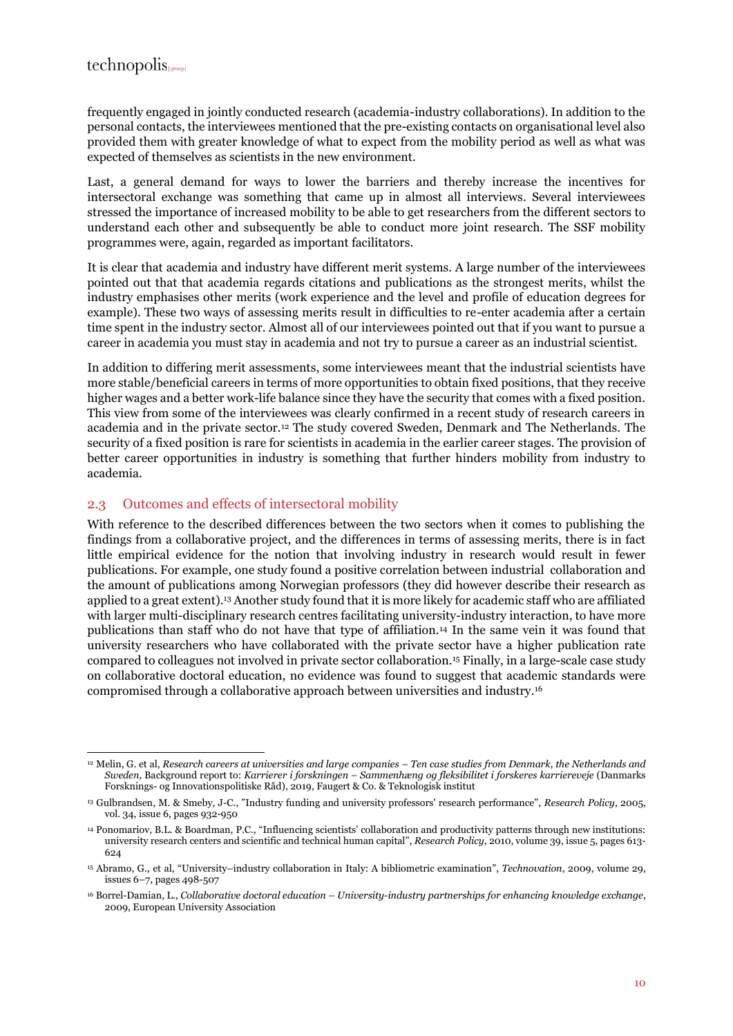frequently engaged in jointly conducted research (academia-industry collaborations). In addition to the personal contacts, the interviewees mentioned that the pre-existing contacts on organisational level also provided them with greater knowledge of what to expect from the mobility period as well as what was expected of themselves as scientists in the new environment.

Last, a general demand for ways to lower the barriers and thereby increase the incentives for intersectoral exchange was something that came up in almost all interviews. Several interviewees stressed the importance of increased mobility to be able to get researchers from the different sectors to understand each other and subsequently be able to conduct more joint research. The SSF mobility programmes were, again, regarded as important facilitators.

It is clear that academia and industry have different merit systems. A large number of the interviewees pointed out that that academia regards citations and publications as the strongest merits, whilst the industry emphasises other merits (work experience and the level and profile of education degrees for example). These two ways of assessing merits result in difficulties to re-enter academia after a certain time spent in the industry sector. Almost all of our interviewees pointed out that if you want to pursue a career in academia you must stay in academia and not try to pursue a career as an industrial scientist.

In addition to differing merit assessments, some interviewees meant that the industrial scientists have more stable/beneficial careers in terms of more opportunities to obtain fixed positions, that they receive higher wages and a better work-life balance since they have the security that comes with a fixed position. This view from some of the interviewees was clearly confirmed in a recent study of research careers in academia and in the private sector.[12] The study covered Sweden, Denmark and The Netherlands. The security of a fixed position is rare for scientists in academia in the earlier career stages. The provision of better career opportunities in industry is something that further hinders mobility from industry to academia.

## 2.3 Outcomes and effects of intersectoral mobility

With reference to the described differences between the two sectors when it comes to publishing the findings from a collaborative project, and the differences in terms of assessing merits, there is in fact little empirical evidence for the notion that involving industry in research would result in fewer publications. For example, one study found a positive correlation between industrial collaboration and the amount of publications among Norwegian professors (they did however describe their research as applied to a great extent).[13] Another study found that it is more likely for academic staff who are affiliated with larger multi-disciplinary research centres facilitating university-industry interaction, to have more publications than staff who do not have that type of affiliation.[14] In the same vein it was found that university researchers who have collaborated with the private sector have a higher publication rate compared to colleagues not involved in private sector collaboration.[15] Finally, in a large-scale case study on collaborative doctoral education, no evidence was found to suggest that academic standards were compromised through a collaborative approach between universities and industry.[16]

---

[12] Melin, G. et al, *Research careers at universities and large companies – Ten case studies from Denmark, the Netherlands and Sweden,* Background report to: *Karrierer i forskningen – Sammenhæng og fleksibilitet i forskeres karriereveje* (Danmarks Forsknings- og Innovationspolitiske Råd), 2019, Faugert & Co. & Teknologisk institut

[13] Gulbrandsen, M. & Smeby, J-C., "Industry funding and university professors' research performance", *Research Policy*, 2005, vol. 34, issue 6, pages 932-950

[14] Ponomariov, B.L. & Boardman, P.C., "Influencing scientists' collaboration and productivity patterns through new institutions: university research centers and scientific and technical human capital", *Research Policy,* 2010, volume 39, issue 5, pages 613-624

[15] Abramo, G., et al, "University–industry collaboration in Italy: A bibliometric examination", *Technovation*, 2009, volume 29, issues 6–7, pages 498-507

[16] Borrel-Damian, L., *Collaborative doctoral education – University-industry partnerships for enhancing knowledge exchange*, 2009, European University Association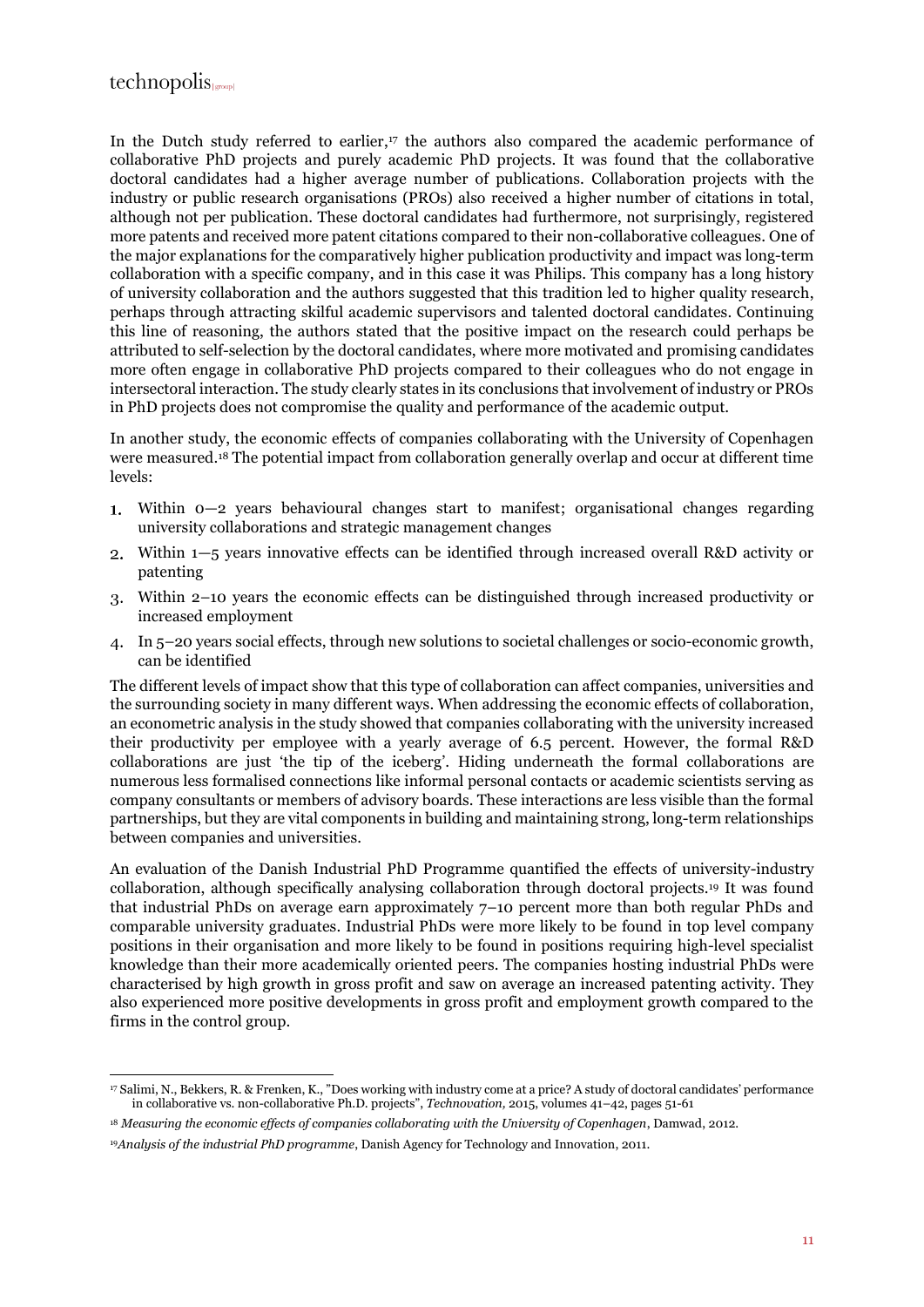In the Dutch study referred to earlier,[17] the authors also compared the academic performance of collaborative PhD projects and purely academic PhD projects. It was found that the collaborative doctoral candidates had a higher average number of publications. Collaboration projects with the industry or public research organisations (PROs) also received a higher number of citations in total, although not per publication. These doctoral candidates had furthermore, not surprisingly, registered more patents and received more patent citations compared to their non-collaborative colleagues. One of the major explanations for the comparatively higher publication productivity and impact was long-term collaboration with a specific company, and in this case it was Philips. This company has a long history of university collaboration and the authors suggested that this tradition led to higher quality research, perhaps through attracting skilful academic supervisors and talented doctoral candidates. Continuing this line of reasoning, the authors stated that the positive impact on the research could perhaps be attributed to self-selection by the doctoral candidates, where more motivated and promising candidates more often engage in collaborative PhD projects compared to their colleagues who do not engage in intersectoral interaction. The study clearly states in its conclusions that involvement of industry or PROs in PhD projects does not compromise the quality and performance of the academic output.

In another study, the economic effects of companies collaborating with the University of Copenhagen were measured.[18] The potential impact from collaboration generally overlap and occur at different time levels:

1. Within 0—2 years behavioural changes start to manifest; organisational changes regarding university collaborations and strategic management changes
2. Within 1—5 years innovative effects can be identified through increased overall R&D activity or patenting
3. Within 2–10 years the economic effects can be distinguished through increased productivity or increased employment
4. In 5–20 years social effects, through new solutions to societal challenges or socio-economic growth, can be identified

The different levels of impact show that this type of collaboration can affect companies, universities and the surrounding society in many different ways. When addressing the economic effects of collaboration, an econometric analysis in the study showed that companies collaborating with the university increased their productivity per employee with a yearly average of 6.5 percent. However, the formal R&D collaborations are just 'the tip of the iceberg'. Hiding underneath the formal collaborations are numerous less formalised connections like informal personal contacts or academic scientists serving as company consultants or members of advisory boards. These interactions are less visible than the formal partnerships, but they are vital components in building and maintaining strong, long-term relationships between companies and universities.

An evaluation of the Danish Industrial PhD Programme quantified the effects of university-industry collaboration, although specifically analysing collaboration through doctoral projects.[19] It was found that industrial PhDs on average earn approximately 7–10 percent more than both regular PhDs and comparable university graduates. Industrial PhDs were more likely to be found in top level company positions in their organisation and more likely to be found in positions requiring high-level specialist knowledge than their more academically oriented peers. The companies hosting industrial PhDs were characterised by high growth in gross profit and saw on average an increased patenting activity. They also experienced more positive developments in gross profit and employment growth compared to the firms in the control group.

---

[17] Salimi, N., Bekkers, R. & Frenken, K., "Does working with industry come at a price? A study of doctoral candidates' performance in collaborative vs. non-collaborative Ph.D. projects", *Technovation,* 2015, volumes 41–42, pages 51-61

[18] *Measuring the economic effects of companies collaborating with the University of Copenhagen*, Damwad, 2012.

[19] *Analysis of the industrial PhD programme*, Danish Agency for Technology and Innovation, 2011.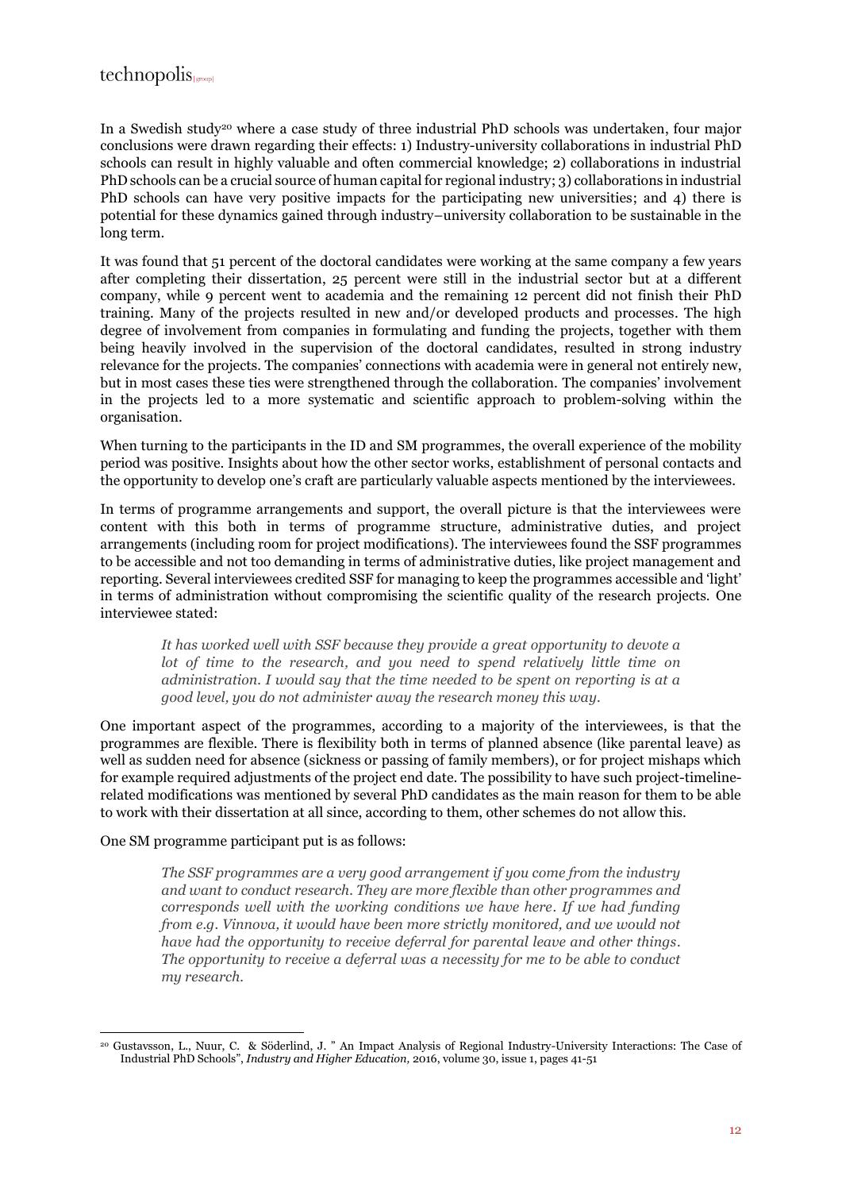In a Swedish study[20] where a case study of three industrial PhD schools was undertaken, four major conclusions were drawn regarding their effects: 1) Industry-university collaborations in industrial PhD schools can result in highly valuable and often commercial knowledge; 2) collaborations in industrial PhD schools can be a crucial source of human capital for regional industry; 3) collaborations in industrial PhD schools can have very positive impacts for the participating new universities; and 4) there is potential for these dynamics gained through industry–university collaboration to be sustainable in the long term.

It was found that 51 percent of the doctoral candidates were working at the same company a few years after completing their dissertation, 25 percent were still in the industrial sector but at a different company, while 9 percent went to academia and the remaining 12 percent did not finish their PhD training. Many of the projects resulted in new and/or developed products and processes. The high degree of involvement from companies in formulating and funding the projects, together with them being heavily involved in the supervision of the doctoral candidates, resulted in strong industry relevance for the projects. The companies' connections with academia were in general not entirely new, but in most cases these ties were strengthened through the collaboration. The companies' involvement in the projects led to a more systematic and scientific approach to problem-solving within the organisation.

When turning to the participants in the ID and SM programmes, the overall experience of the mobility period was positive. Insights about how the other sector works, establishment of personal contacts and the opportunity to develop one's craft are particularly valuable aspects mentioned by the interviewees.

In terms of programme arrangements and support, the overall picture is that the interviewees were content with this both in terms of programme structure, administrative duties, and project arrangements (including room for project modifications). The interviewees found the SSF programmes to be accessible and not too demanding in terms of administrative duties, like project management and reporting. Several interviewees credited SSF for managing to keep the programmes accessible and 'light' in terms of administration without compromising the scientific quality of the research projects. One interviewee stated:

> *It has worked well with SSF because they provide a great opportunity to devote a lot of time to the research, and you need to spend relatively little time on administration. I would say that the time needed to be spent on reporting is at a good level, you do not administer away the research money this way.*

One important aspect of the programmes, according to a majority of the interviewees, is that the programmes are flexible. There is flexibility both in terms of planned absence (like parental leave) as well as sudden need for absence (sickness or passing of family members), or for project mishaps which for example required adjustments of the project end date. The possibility to have such project-timeline-related modifications was mentioned by several PhD candidates as the main reason for them to be able to work with their dissertation at all since, according to them, other schemes do not allow this.

One SM programme participant put is as follows:

> *The SSF programmes are a very good arrangement if you come from the industry and want to conduct research. They are more flexible than other programmes and corresponds well with the working conditions we have here. If we had funding from e.g. Vinnova, it would have been more strictly monitored, and we would not have had the opportunity to receive deferral for parental leave and other things. The opportunity to receive a deferral was a necessity for me to be able to conduct my research.*

---

[20] Gustavsson, L., Nuur, C. & Söderlind, J. " An Impact Analysis of Regional Industry-University Interactions: The Case of Industrial PhD Schools", *Industry and Higher Education,* 2016, volume 30, issue 1, pages 41-51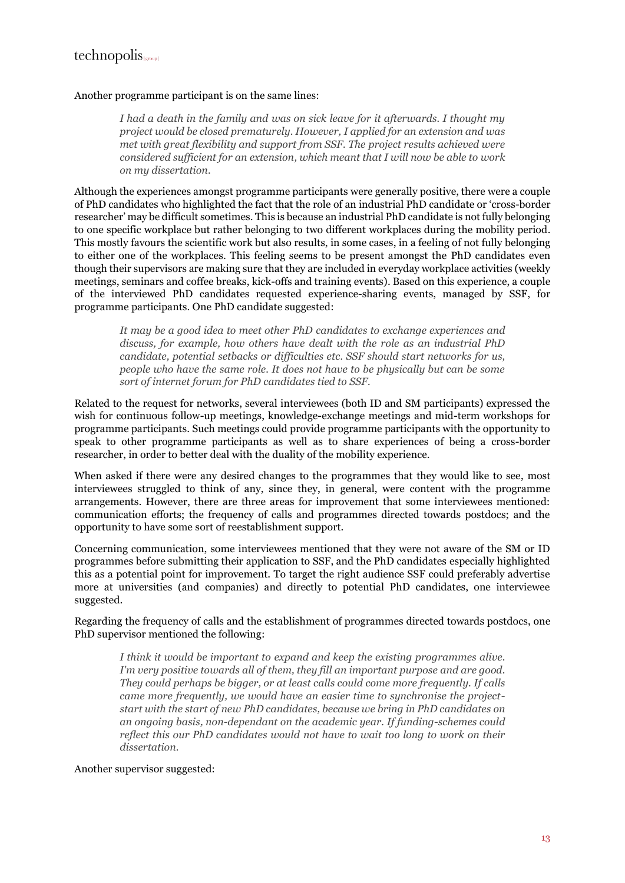Another programme participant is on the same lines:

> *I had a death in the family and was on sick leave for it afterwards. I thought my project would be closed prematurely. However, I applied for an extension and was met with great flexibility and support from SSF. The project results achieved were considered sufficient for an extension, which meant that I will now be able to work on my dissertation.*

Although the experiences amongst programme participants were generally positive, there were a couple of PhD candidates who highlighted the fact that the role of an industrial PhD candidate or 'cross-border researcher' may be difficult sometimes. This is because an industrial PhD candidate is not fully belonging to one specific workplace but rather belonging to two different workplaces during the mobility period. This mostly favours the scientific work but also results, in some cases, in a feeling of not fully belonging to either one of the workplaces. This feeling seems to be present amongst the PhD candidates even though their supervisors are making sure that they are included in everyday workplace activities (weekly meetings, seminars and coffee breaks, kick-offs and training events). Based on this experience, a couple of the interviewed PhD candidates requested experience-sharing events, managed by SSF, for programme participants. One PhD candidate suggested:

> *It may be a good idea to meet other PhD candidates to exchange experiences and discuss, for example, how others have dealt with the role as an industrial PhD candidate, potential setbacks or difficulties etc. SSF should start networks for us, people who have the same role. It does not have to be physically but can be some sort of internet forum for PhD candidates tied to SSF.*

Related to the request for networks, several interviewees (both ID and SM participants) expressed the wish for continuous follow-up meetings, knowledge-exchange meetings and mid-term workshops for programme participants. Such meetings could provide programme participants with the opportunity to speak to other programme participants as well as to share experiences of being a cross-border researcher, in order to better deal with the duality of the mobility experience.

When asked if there were any desired changes to the programmes that they would like to see, most interviewees struggled to think of any, since they, in general, were content with the programme arrangements. However, there are three areas for improvement that some interviewees mentioned: communication efforts; the frequency of calls and programmes directed towards postdocs; and the opportunity to have some sort of reestablishment support.

Concerning communication, some interviewees mentioned that they were not aware of the SM or ID programmes before submitting their application to SSF, and the PhD candidates especially highlighted this as a potential point for improvement. To target the right audience SSF could preferably advertise more at universities (and companies) and directly to potential PhD candidates, one interviewee suggested.

Regarding the frequency of calls and the establishment of programmes directed towards postdocs, one PhD supervisor mentioned the following:

> *I think it would be important to expand and keep the existing programmes alive. I'm very positive towards all of them, they fill an important purpose and are good. They could perhaps be bigger, or at least calls could come more frequently. If calls came more frequently, we would have an easier time to synchronise the project-start with the start of new PhD candidates, because we bring in PhD candidates on an ongoing basis, non-dependant on the academic year. If funding-schemes could reflect this our PhD candidates would not have to wait too long to work on their dissertation.*

Another supervisor suggested: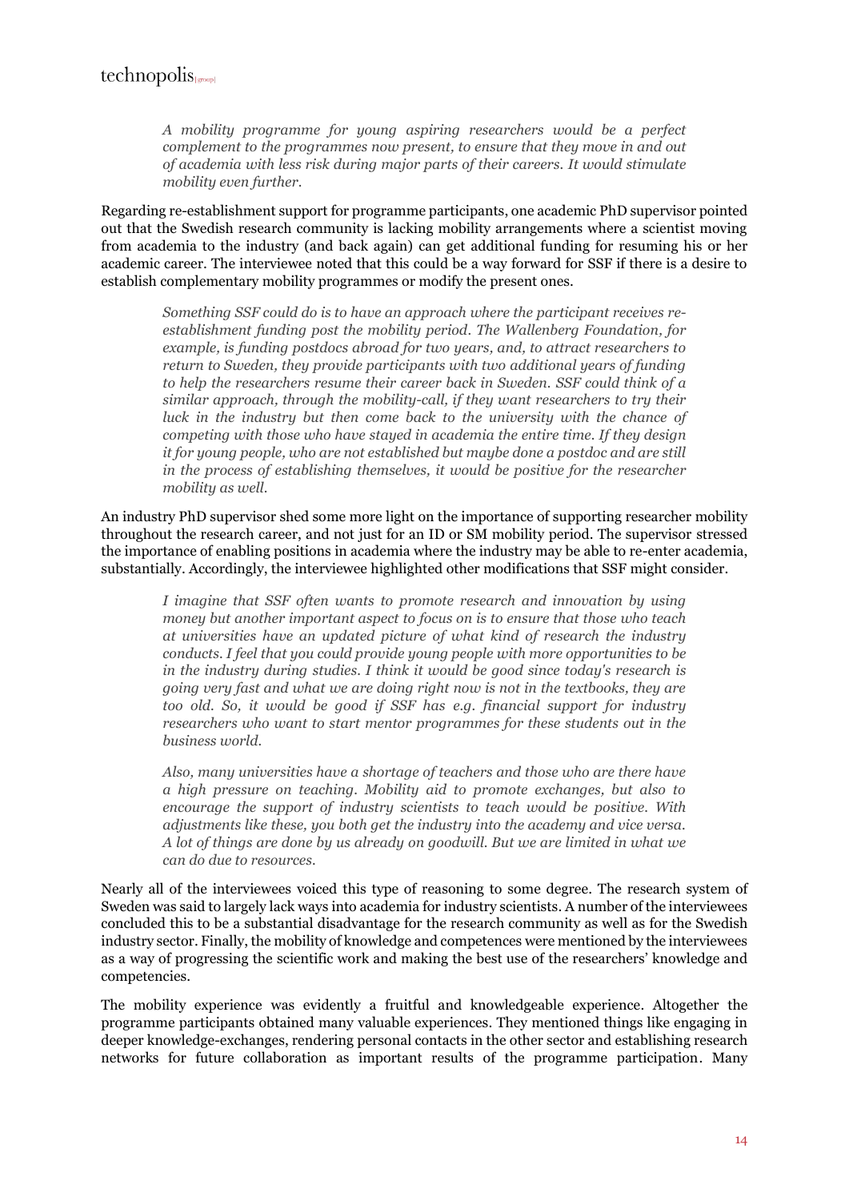*A mobility programme for young aspiring researchers would be a perfect complement to the programmes now present, to ensure that they move in and out of academia with less risk during major parts of their careers. It would stimulate mobility even further.*

Regarding re-establishment support for programme participants, one academic PhD supervisor pointed out that the Swedish research community is lacking mobility arrangements where a scientist moving from academia to the industry (and back again) can get additional funding for resuming his or her academic career. The interviewee noted that this could be a way forward for SSF if there is a desire to establish complementary mobility programmes or modify the present ones.

*Something SSF could do is to have an approach where the participant receives re-establishment funding post the mobility period. The Wallenberg Foundation, for example, is funding postdocs abroad for two years, and, to attract researchers to return to Sweden, they provide participants with two additional years of funding to help the researchers resume their career back in Sweden. SSF could think of a similar approach, through the mobility-call, if they want researchers to try their luck in the industry but then come back to the university with the chance of competing with those who have stayed in academia the entire time. If they design it for young people, who are not established but maybe done a postdoc and are still in the process of establishing themselves, it would be positive for the researcher mobility as well.*

An industry PhD supervisor shed some more light on the importance of supporting researcher mobility throughout the research career, and not just for an ID or SM mobility period. The supervisor stressed the importance of enabling positions in academia where the industry may be able to re-enter academia, substantially. Accordingly, the interviewee highlighted other modifications that SSF might consider.

*I imagine that SSF often wants to promote research and innovation by using money but another important aspect to focus on is to ensure that those who teach at universities have an updated picture of what kind of research the industry conducts. I feel that you could provide young people with more opportunities to be in the industry during studies. I think it would be good since today's research is going very fast and what we are doing right now is not in the textbooks, they are too old. So, it would be good if SSF has e.g. financial support for industry researchers who want to start mentor programmes for these students out in the business world.*

*Also, many universities have a shortage of teachers and those who are there have a high pressure on teaching. Mobility aid to promote exchanges, but also to encourage the support of industry scientists to teach would be positive. With adjustments like these, you both get the industry into the academy and vice versa. A lot of things are done by us already on goodwill. But we are limited in what we can do due to resources.*

Nearly all of the interviewees voiced this type of reasoning to some degree. The research system of Sweden was said to largely lack ways into academia for industry scientists. A number of the interviewees concluded this to be a substantial disadvantage for the research community as well as for the Swedish industry sector. Finally, the mobility of knowledge and competences were mentioned by the interviewees as a way of progressing the scientific work and making the best use of the researchers' knowledge and competencies.

The mobility experience was evidently a fruitful and knowledgeable experience. Altogether the programme participants obtained many valuable experiences. They mentioned things like engaging in deeper knowledge-exchanges, rendering personal contacts in the other sector and establishing research networks for future collaboration as important results of the programme participation. Many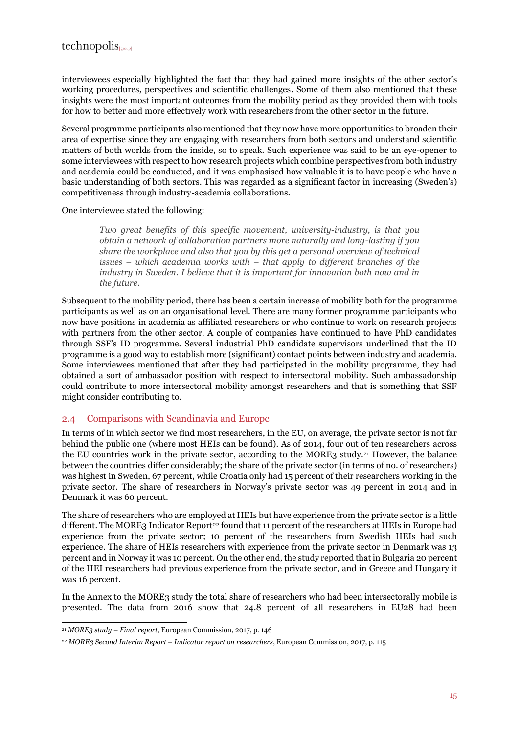interviewees especially highlighted the fact that they had gained more insights of the other sector's working procedures, perspectives and scientific challenges. Some of them also mentioned that these insights were the most important outcomes from the mobility period as they provided them with tools for how to better and more effectively work with researchers from the other sector in the future.

Several programme participants also mentioned that they now have more opportunities to broaden their area of expertise since they are engaging with researchers from both sectors and understand scientific matters of both worlds from the inside, so to speak. Such experience was said to be an eye-opener to some interviewees with respect to how research projects which combine perspectives from both industry and academia could be conducted, and it was emphasised how valuable it is to have people who have a basic understanding of both sectors. This was regarded as a significant factor in increasing (Sweden's) competitiveness through industry-academia collaborations.

One interviewee stated the following:

> *Two great benefits of this specific movement, university-industry, is that you obtain a network of collaboration partners more naturally and long-lasting if you share the workplace and also that you by this get a personal overview of technical issues – which academia works with – that apply to different branches of the industry in Sweden. I believe that it is important for innovation both now and in the future.*

Subsequent to the mobility period, there has been a certain increase of mobility both for the programme participants as well as on an organisational level. There are many former programme participants who now have positions in academia as affiliated researchers or who continue to work on research projects with partners from the other sector. A couple of companies have continued to have PhD candidates through SSF's ID programme. Several industrial PhD candidate supervisors underlined that the ID programme is a good way to establish more (significant) contact points between industry and academia. Some interviewees mentioned that after they had participated in the mobility programme, they had obtained a sort of ambassador position with respect to intersectoral mobility. Such ambassadorship could contribute to more intersectoral mobility amongst researchers and that is something that SSF might consider contributing to.

## 2.4 Comparisons with Scandinavia and Europe

In terms of in which sector we find most researchers, in the EU, on average, the private sector is not far behind the public one (where most HEIs can be found). As of 2014, four out of ten researchers across the EU countries work in the private sector, according to the MORE3 study.[21] However, the balance between the countries differ considerably; the share of the private sector (in terms of no. of researchers) was highest in Sweden, 67 percent, while Croatia only had 15 percent of their researchers working in the private sector. The share of researchers in Norway's private sector was 49 percent in 2014 and in Denmark it was 60 percent.

The share of researchers who are employed at HEIs but have experience from the private sector is a little different. The MORE3 Indicator Report[22] found that 11 percent of the researchers at HEIs in Europe had experience from the private sector; 10 percent of the researchers from Swedish HEIs had such experience. The share of HEIs researchers with experience from the private sector in Denmark was 13 percent and in Norway it was 10 percent. On the other end, the study reported that in Bulgaria 20 percent of the HEI researchers had previous experience from the private sector, and in Greece and Hungary it was 16 percent.

In the Annex to the MORE3 study the total share of researchers who had been intersectorally mobile is presented. The data from 2016 show that 24.8 percent of all researchers in EU28 had been

---

[21] *MORE3 study – Final report,* European Commission, 2017, p. 146

[22] *MORE3 Second Interim Report – Indicator report on researchers*, European Commission, 2017, p. 115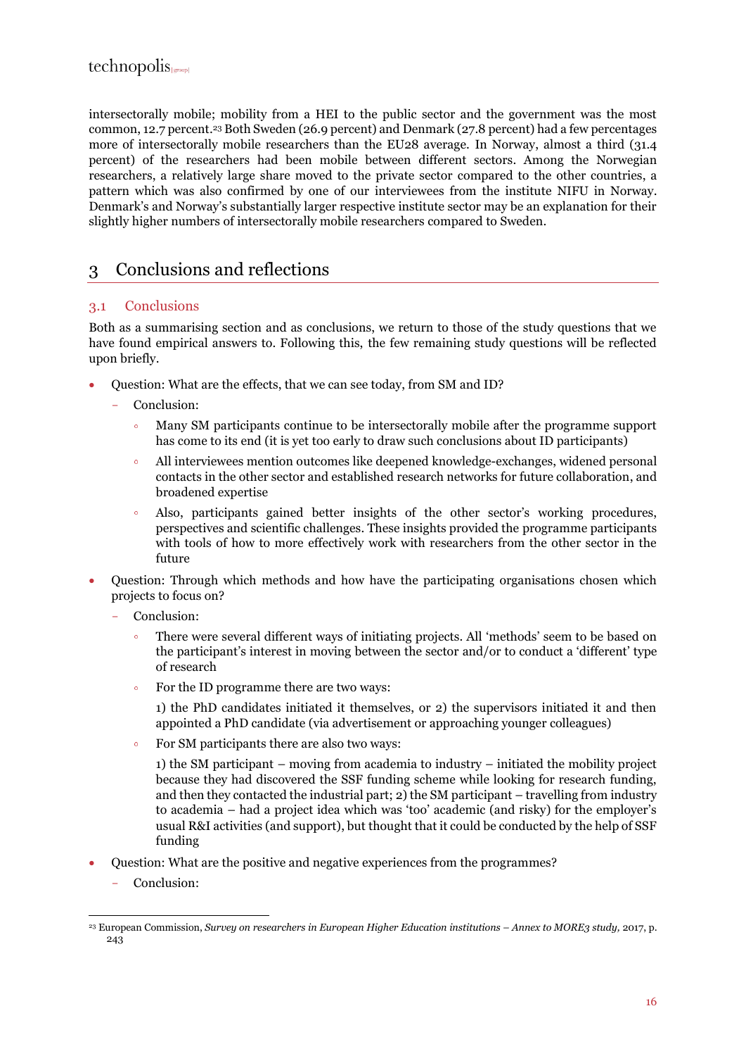intersectorally mobile; mobility from a HEI to the public sector and the government was the most common, 12.7 percent.[23] Both Sweden (26.9 percent) and Denmark (27.8 percent) had a few percentages more of intersectorally mobile researchers than the EU28 average. In Norway, almost a third (31.4 percent) of the researchers had been mobile between different sectors. Among the Norwegian researchers, a relatively large share moved to the private sector compared to the other countries, a pattern which was also confirmed by one of our interviewees from the institute NIFU in Norway. Denmark's and Norway's substantially larger respective institute sector may be an explanation for their slightly higher numbers of intersectorally mobile researchers compared to Sweden.

# 3 Conclusions and reflections

## 3.1 Conclusions

Both as a summarising section and as conclusions, we return to those of the study questions that we have found empirical answers to. Following this, the few remaining study questions will be reflected upon briefly.

- Question: What are the effects, that we can see today, from SM and ID?
  - Conclusion:
    - Many SM participants continue to be intersectorally mobile after the programme support has come to its end (it is yet too early to draw such conclusions about ID participants)
    - All interviewees mention outcomes like deepened knowledge-exchanges, widened personal contacts in the other sector and established research networks for future collaboration, and broadened expertise
    - Also, participants gained better insights of the other sector's working procedures, perspectives and scientific challenges. These insights provided the programme participants with tools of how to more effectively work with researchers from the other sector in the future
- Question: Through which methods and how have the participating organisations chosen which projects to focus on?
  - Conclusion:
    - There were several different ways of initiating projects. All 'methods' seem to be based on the participant's interest in moving between the sector and/or to conduct a 'different' type of research
    - For the ID programme there are two ways:

      1) the PhD candidates initiated it themselves, or 2) the supervisors initiated it and then appointed a PhD candidate (via advertisement or approaching younger colleagues)
    - For SM participants there are also two ways:

      1) the SM participant – moving from academia to industry – initiated the mobility project because they had discovered the SSF funding scheme while looking for research funding, and then they contacted the industrial part; 2) the SM participant – travelling from industry to academia – had a project idea which was 'too' academic (and risky) for the employer's usual R&I activities (and support), but thought that it could be conducted by the help of SSF funding
- Question: What are the positive and negative experiences from the programmes?
  - Conclusion:

[23] European Commission, *Survey on researchers in European Higher Education institutions – Annex to MORE3 study,* 2017, p. 243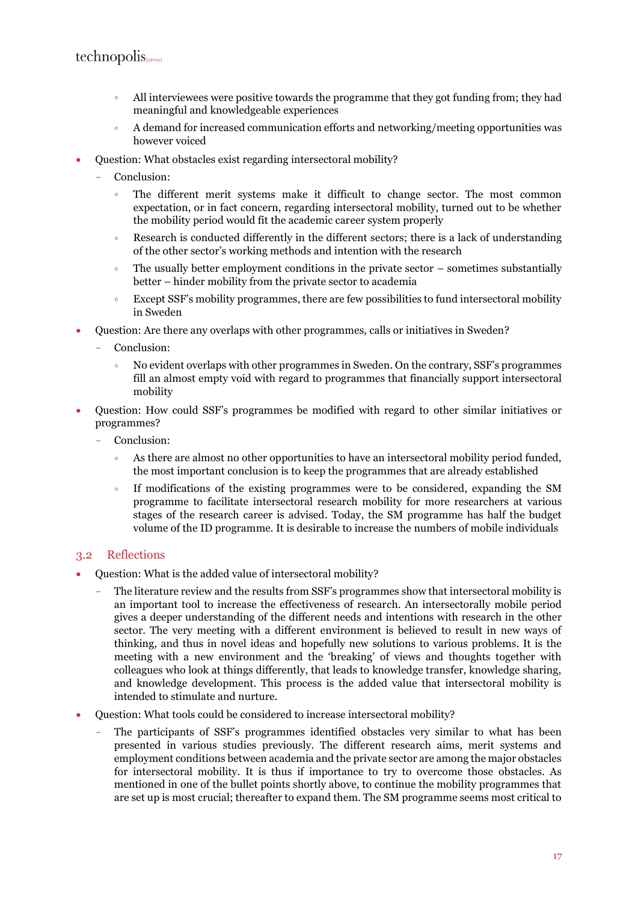- All interviewees were positive towards the programme that they got funding from; they had meaningful and knowledgeable experiences
    - A demand for increased communication efforts and networking/meeting opportunities was however voiced
- Question: What obstacles exist regarding intersectoral mobility?
  - Conclusion:
    - The different merit systems make it difficult to change sector. The most common expectation, or in fact concern, regarding intersectoral mobility, turned out to be whether the mobility period would fit the academic career system properly
    - Research is conducted differently in the different sectors; there is a lack of understanding of the other sector's working methods and intention with the research
    - The usually better employment conditions in the private sector – sometimes substantially better – hinder mobility from the private sector to academia
    - Except SSF's mobility programmes, there are few possibilities to fund intersectoral mobility in Sweden
- Question: Are there any overlaps with other programmes, calls or initiatives in Sweden?
  - Conclusion:
    - No evident overlaps with other programmes in Sweden. On the contrary, SSF's programmes fill an almost empty void with regard to programmes that financially support intersectoral mobility
- Question: How could SSF's programmes be modified with regard to other similar initiatives or programmes?
  - Conclusion:
    - As there are almost no other opportunities to have an intersectoral mobility period funded, the most important conclusion is to keep the programmes that are already established
    - If modifications of the existing programmes were to be considered, expanding the SM programme to facilitate intersectoral research mobility for more researchers at various stages of the research career is advised. Today, the SM programme has half the budget volume of the ID programme. It is desirable to increase the numbers of mobile individuals

## 3.2 Reflections

- Question: What is the added value of intersectoral mobility?
  - The literature review and the results from SSF's programmes show that intersectoral mobility is an important tool to increase the effectiveness of research. An intersectorally mobile period gives a deeper understanding of the different needs and intentions with research in the other sector. The very meeting with a different environment is believed to result in new ways of thinking, and thus in novel ideas and hopefully new solutions to various problems. It is the meeting with a new environment and the 'breaking' of views and thoughts together with colleagues who look at things differently, that leads to knowledge transfer, knowledge sharing, and knowledge development. This process is the added value that intersectoral mobility is intended to stimulate and nurture.
- Question: What tools could be considered to increase intersectoral mobility?
  - The participants of SSF's programmes identified obstacles very similar to what has been presented in various studies previously. The different research aims, merit systems and employment conditions between academia and the private sector are among the major obstacles for intersectoral mobility. It is thus if importance to try to overcome those obstacles. As mentioned in one of the bullet points shortly above, to continue the mobility programmes that are set up is most crucial; thereafter to expand them. The SM programme seems most critical to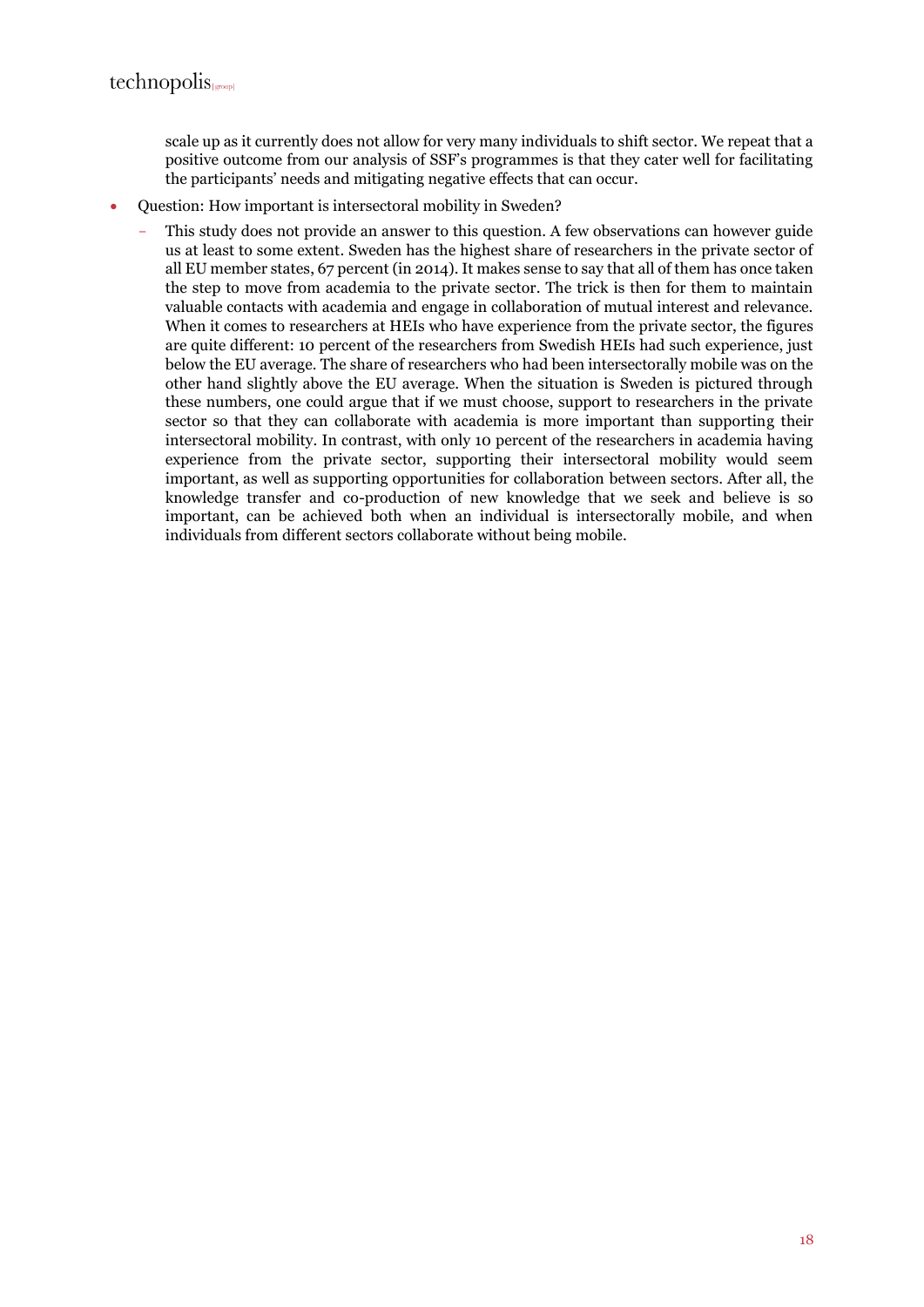scale up as it currently does not allow for very many individuals to shift sector. We repeat that a positive outcome from our analysis of SSF's programmes is that they cater well for facilitating the participants' needs and mitigating negative effects that can occur.

- Question: How important is intersectoral mobility in Sweden?
  - This study does not provide an answer to this question. A few observations can however guide us at least to some extent. Sweden has the highest share of researchers in the private sector of all EU member states, 67 percent (in 2014). It makes sense to say that all of them has once taken the step to move from academia to the private sector. The trick is then for them to maintain valuable contacts with academia and engage in collaboration of mutual interest and relevance. When it comes to researchers at HEIs who have experience from the private sector, the figures are quite different: 10 percent of the researchers from Swedish HEIs had such experience, just below the EU average. The share of researchers who had been intersectorally mobile was on the other hand slightly above the EU average. When the situation is Sweden is pictured through these numbers, one could argue that if we must choose, support to researchers in the private sector so that they can collaborate with academia is more important than supporting their intersectoral mobility. In contrast, with only 10 percent of the researchers in academia having experience from the private sector, supporting their intersectoral mobility would seem important, as well as supporting opportunities for collaboration between sectors. After all, the knowledge transfer and co-production of new knowledge that we seek and believe is so important, can be achieved both when an individual is intersectorally mobile, and when individuals from different sectors collaborate without being mobile.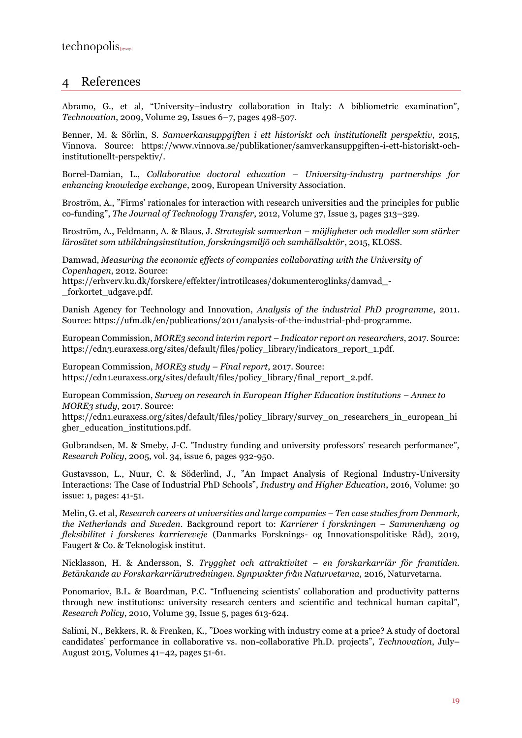# 4 References

Abramo, G., et al, "University–industry collaboration in Italy: A bibliometric examination", *Technovation*, 2009, Volume 29, Issues 6–7, pages 498-507.

Benner, M. & Sörlin, S. *Samverkansuppgiften i ett historiskt och institutionellt perspektiv*, 2015, Vinnova. Source: https://www.vinnova.se/publikationer/samverkansuppgiften-i-ett-historiskt-och-institutionellt-perspektiv/.

Borrel-Damian, L., *Collaborative doctoral education – University-industry partnerships for enhancing knowledge exchange*, 2009, European University Association.

Broström, A., "Firms' rationales for interaction with research universities and the principles for public co-funding", *The Journal of Technology Transfer*, 2012, Volume 37, Issue 3, pages 313–329.

Broström, A., Feldmann, A. & Blaus, J. *Strategisk samverkan – möjligheter och modeller som stärker lärosätet som utbildningsinstitution, forskningsmiljö och samhällsaktör*, 2015, KLOSS.

Damwad, *Measuring the economic effects of companies collaborating with the University of Copenhagen*, 2012. Source: https://erhverv.ku.dk/forskere/effekter/introtilcases/dokumenteroglinks/damvad_-_forkortet_udgave.pdf.

Danish Agency for Technology and Innovation, *Analysis of the industrial PhD programme*, 2011. Source: https://ufm.dk/en/publications/2011/analysis-of-the-industrial-phd-programme.

European Commission, *MORE3 second interim report – Indicator report on researchers*, 2017. Source: https://cdn3.euraxess.org/sites/default/files/policy_library/indicators_report_1.pdf.

European Commission, *MORE3 study – Final report*, 2017. Source: https://cdn1.euraxess.org/sites/default/files/policy_library/final_report_2.pdf.

European Commission, *Survey on research in European Higher Education institutions – Annex to MORE3 study*, 2017. Source: https://cdn1.euraxess.org/sites/default/files/policy_library/survey_on_researchers_in_european_higher_education_institutions.pdf.

Gulbrandsen, M. & Smeby, J-C. "Industry funding and university professors' research performance", *Research Policy*, 2005, vol. 34, issue 6, pages 932-950.

Gustavsson, L., Nuur, C. & Söderlind, J., "An Impact Analysis of Regional Industry-University Interactions: The Case of Industrial PhD Schools", *Industry and Higher Education*, 2016, Volume: 30 issue: 1, pages: 41-51.

Melin, G. et al, *Research careers at universities and large companies – Ten case studies from Denmark, the Netherlands and Sweden*. Background report to: *Karrierer i forskningen – Sammenhæng og fleksibilitet i forskeres karriereveje* (Danmarks Forsknings- og Innovationspolitiske Råd), 2019, Faugert & Co. & Teknologisk institut.

Nicklasson, H. & Andersson, S. *Trygghet och attraktivitet – en forskarkarriär för framtiden. Betänkande av Forskarkarriärutredningen. Synpunkter från Naturvetarna,* 2016, Naturvetarna.

Ponomariov, B.L. & Boardman, P.C. "Influencing scientists' collaboration and productivity patterns through new institutions: university research centers and scientific and technical human capital", *Research Policy*, 2010, Volume 39, Issue 5, pages 613-624.

Salimi, N., Bekkers, R. & Frenken, K., "Does working with industry come at a price? A study of doctoral candidates' performance in collaborative vs. non-collaborative Ph.D. projects", *Technovation*, July–August 2015, Volumes 41–42, pages 51-61.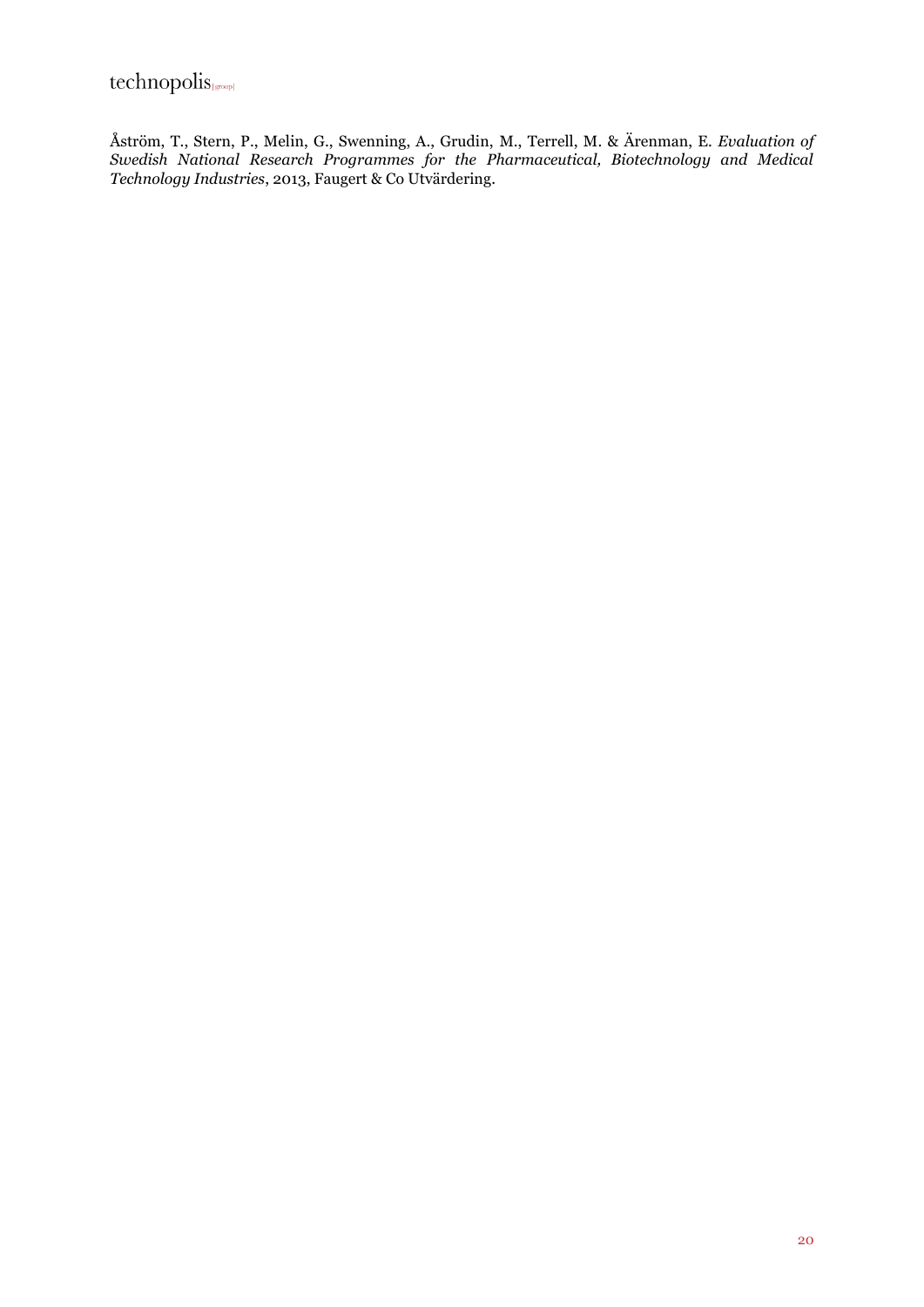Åström, T., Stern, P., Melin, G., Swenning, A., Grudin, M., Terrell, M. & Ärenman, E. *Evaluation of Swedish National Research Programmes for the Pharmaceutical, Biotechnology and Medical Technology Industries*, 2013, Faugert & Co Utvärdering.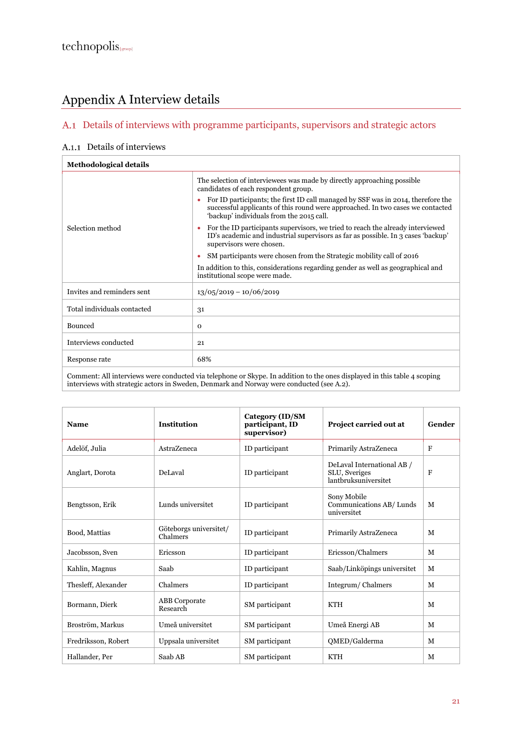# Appendix A Interview details

## A.1 Details of interviews with programme participants, supervisors and strategic actors

### A.1.1 Details of interviews

| Methodological details | |
|---|---|
| Selection method | The selection of interviewees was made by directly approaching possible candidates of each respondent group.<br>• For ID participants; the first ID call managed by SSF was in 2014, therefore the successful applicants of this round were approached. In two cases we contacted 'backup' individuals from the 2015 call.<br>• For the ID participants supervisors, we tried to reach the already interviewed ID's academic and industrial supervisors as far as possible. In 3 cases 'backup' supervisors were chosen.<br>• SM participants were chosen from the Strategic mobility call of 2016<br>In addition to this, considerations regarding gender as well as geographical and institutional scope were made. |
| Invites and reminders sent | 13/05/2019 – 10/06/2019 |
| Total individuals contacted | 31 |
| Bounced | 0 |
| Interviews conducted | 21 |
| Response rate | 68% |
| Comment: All interviews were conducted via telephone or Skype. In addition to the ones displayed in this table 4 scoping interviews with strategic actors in Sweden, Denmark and Norway were conducted (see A.2). | |

| Name | Institution | Category (ID/SM participant, ID supervisor) | Project carried out at | Gender |
|---|---|---|---|---|
| Adelöf, Julia | AstraZeneca | ID participant | Primarily AstraZeneca | F |
| Anglart, Dorota | DeLaval | ID participant | DeLaval International AB / SLU, Sveriges lantbruksuniversitet | F |
| Bengtsson, Erik | Lunds universitet | ID participant | Sony Mobile Communications AB/ Lunds universitet | M |
| Bood, Mattias | Göteborgs universitet/ Chalmers | ID participant | Primarily AstraZeneca | M |
| Jacobsson, Sven | Ericsson | ID participant | Ericsson/Chalmers | M |
| Kahlin, Magnus | Saab | ID participant | Saab/Linköpings universitet | M |
| Thesleff, Alexander | Chalmers | ID participant | Integrum/ Chalmers | M |
| Bormann, Dierk | ABB Corporate Research | SM participant | KTH | M |
| Broström, Markus | Umeå universitet | SM participant | Umeå Energi AB | M |
| Fredriksson, Robert | Uppsala universitet | SM participant | QMED/Galderma | M |
| Hallander, Per | Saab AB | SM participant | KTH | M |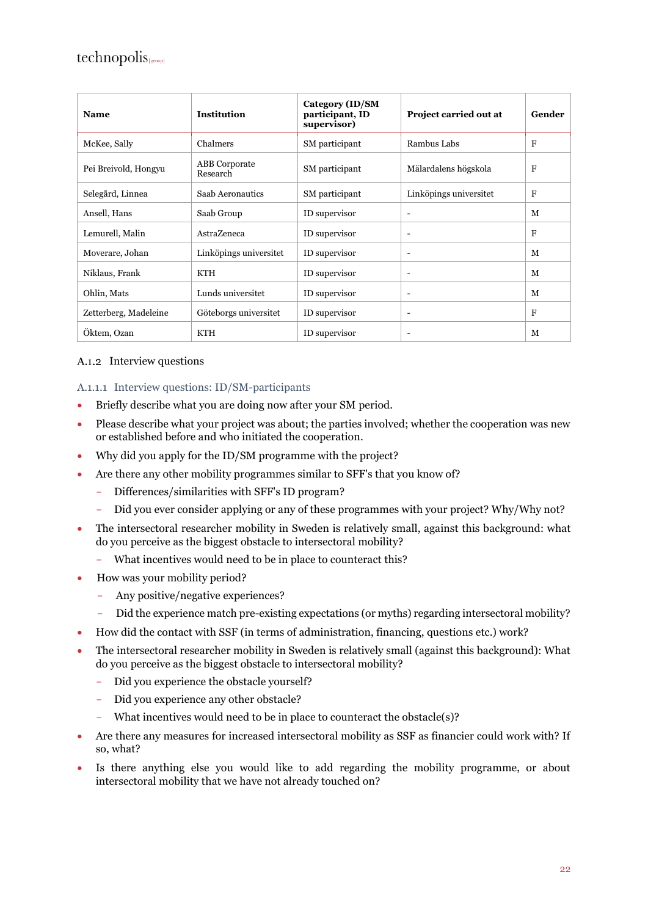| Name | Institution | Category (ID/SM participant, ID supervisor) | Project carried out at | Gender |
|---|---|---|---|---|
| McKee, Sally | Chalmers | SM participant | Rambus Labs | F |
| Pei Breivold, Hongyu | ABB Corporate Research | SM participant | Mälardalens högskola | F |
| Selegård, Linnea | Saab Aeronautics | SM participant | Linköpings universitet | F |
| Ansell, Hans | Saab Group | ID supervisor | - | M |
| Lemurell, Malin | AstraZeneca | ID supervisor | - | F |
| Moverare, Johan | Linköpings universitet | ID supervisor | - | M |
| Niklaus, Frank | KTH | ID supervisor | - | M |
| Ohlin, Mats | Lunds universitet | ID supervisor | - | M |
| Zetterberg, Madeleine | Göteborgs universitet | ID supervisor | - | F |
| Öktem, Ozan | KTH | ID supervisor | - | M |

### A.1.2 Interview questions

#### A.1.1.1 Interview questions: ID/SM-participants

- Briefly describe what you are doing now after your SM period.
- Please describe what your project was about; the parties involved; whether the cooperation was new or established before and who initiated the cooperation.
- Why did you apply for the ID/SM programme with the project?
- Are there any other mobility programmes similar to SFF's that you know of?
  - Differences/similarities with SFF's ID program?
  - Did you ever consider applying or any of these programmes with your project? Why/Why not?
- The intersectoral researcher mobility in Sweden is relatively small, against this background: what do you perceive as the biggest obstacle to intersectoral mobility?
  - What incentives would need to be in place to counteract this?
- How was your mobility period?
  - Any positive/negative experiences?
  - Did the experience match pre-existing expectations (or myths) regarding intersectoral mobility?
- How did the contact with SSF (in terms of administration, financing, questions etc.) work?
- The intersectoral researcher mobility in Sweden is relatively small (against this background): What do you perceive as the biggest obstacle to intersectoral mobility?
  - Did you experience the obstacle yourself?
  - Did you experience any other obstacle?
  - What incentives would need to be in place to counteract the obstacle(s)?
- Are there any measures for increased intersectoral mobility as SSF as financier could work with? If so, what?
- Is there anything else you would like to add regarding the mobility programme, or about intersectoral mobility that we have not already touched on?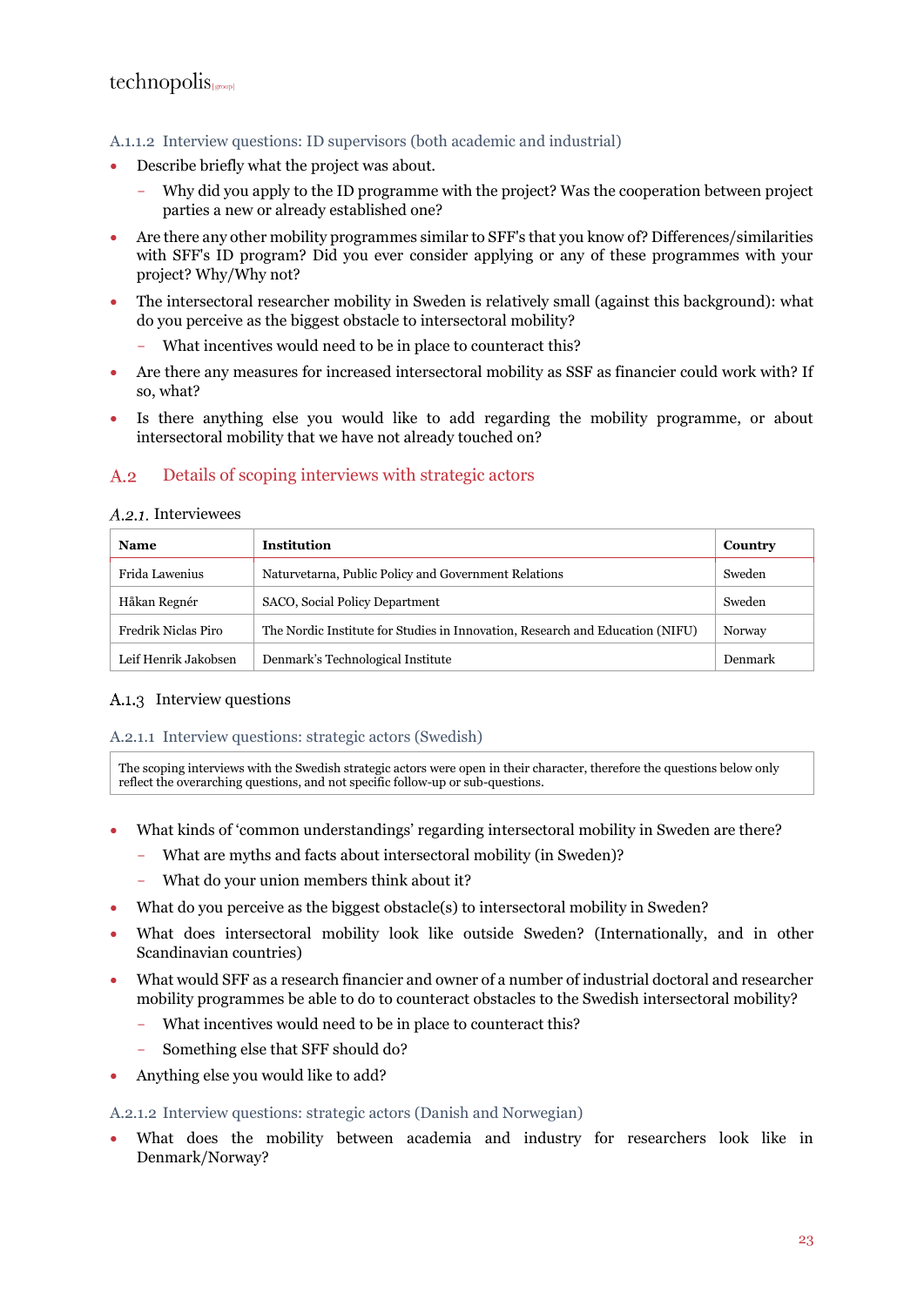#### A.1.1.2 Interview questions: ID supervisors (both academic and industrial)

- Describe briefly what the project was about.
  - Why did you apply to the ID programme with the project? Was the cooperation between project parties a new or already established one?
- Are there any other mobility programmes similar to SFF's that you know of? Differences/similarities with SFF's ID program? Did you ever consider applying or any of these programmes with your project? Why/Why not?
- The intersectoral researcher mobility in Sweden is relatively small (against this background): what do you perceive as the biggest obstacle to intersectoral mobility?
  - What incentives would need to be in place to counteract this?
- Are there any measures for increased intersectoral mobility as SSF as financier could work with? If so, what?
- Is there anything else you would like to add regarding the mobility programme, or about intersectoral mobility that we have not already touched on?

## A.2 Details of scoping interviews with strategic actors

### *A.2.1.* Interviewees

| Name | Institution | Country |
| --- | --- | --- |
| Frida Lawenius | Naturvetarna, Public Policy and Government Relations | Sweden |
| Håkan Regnér | SACO, Social Policy Department | Sweden |
| Fredrik Niclas Piro | The Nordic Institute for Studies in Innovation, Research and Education (NIFU) | Norway |
| Leif Henrik Jakobsen | Denmark's Technological Institute | Denmark |

### A.1.3 Interview questions

#### A.2.1.1 Interview questions: strategic actors (Swedish)

The scoping interviews with the Swedish strategic actors were open in their character, therefore the questions below only reflect the overarching questions, and not specific follow-up or sub-questions.

- What kinds of 'common understandings' regarding intersectoral mobility in Sweden are there?
  - What are myths and facts about intersectoral mobility (in Sweden)?
  - What do your union members think about it?
- What do you perceive as the biggest obstacle(s) to intersectoral mobility in Sweden?
- What does intersectoral mobility look like outside Sweden? (Internationally, and in other Scandinavian countries)
- What would SFF as a research financier and owner of a number of industrial doctoral and researcher mobility programmes be able to do to counteract obstacles to the Swedish intersectoral mobility?
  - What incentives would need to be in place to counteract this?
  - Something else that SFF should do?
- Anything else you would like to add?

#### A.2.1.2 Interview questions: strategic actors (Danish and Norwegian)

- What does the mobility between academia and industry for researchers look like in Denmark/Norway?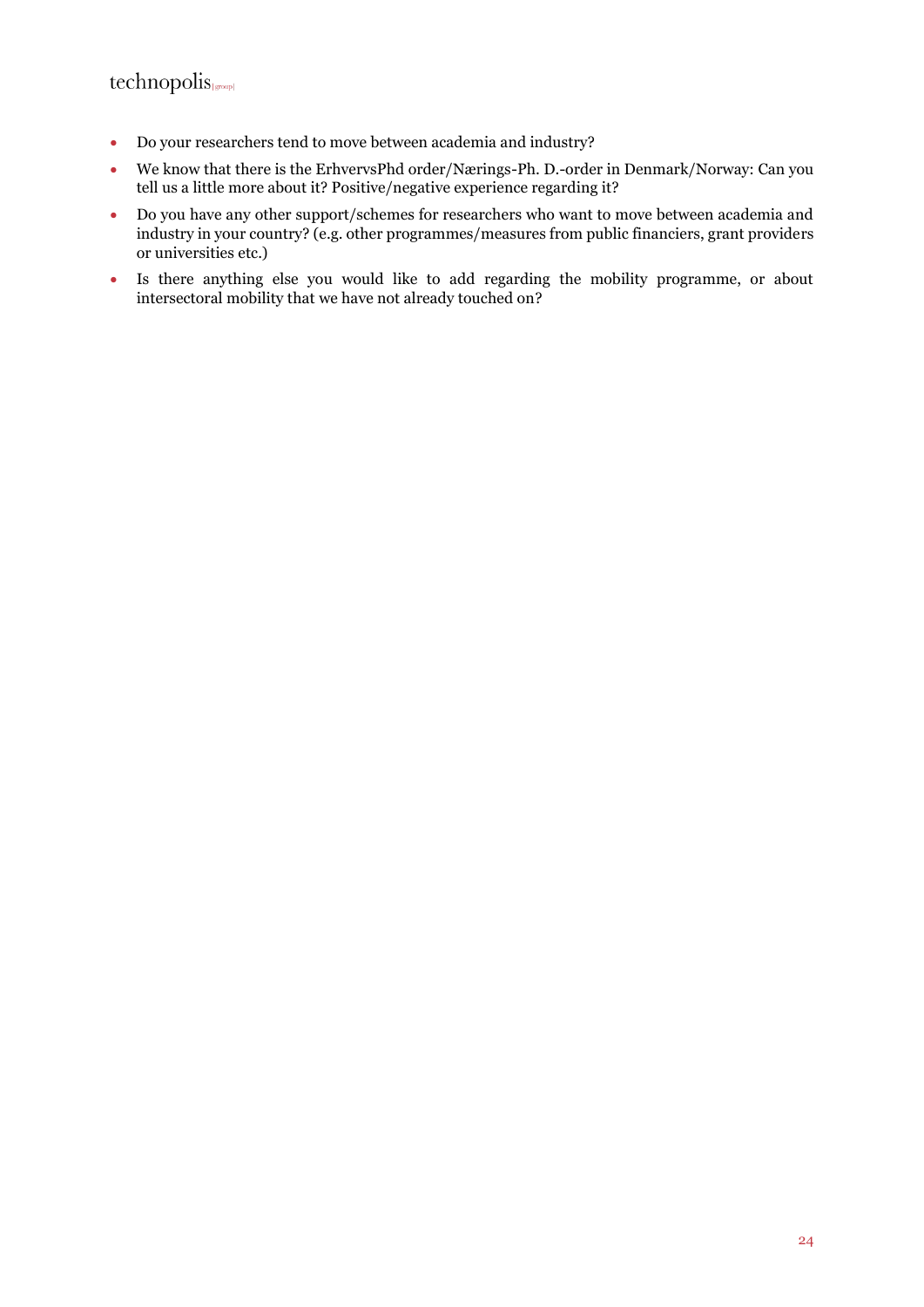- Do your researchers tend to move between academia and industry?
- We know that there is the ErhvervsPhd order/Nærings-Ph. D.-order in Denmark/Norway: Can you tell us a little more about it? Positive/negative experience regarding it?
- Do you have any other support/schemes for researchers who want to move between academia and industry in your country? (e.g. other programmes/measures from public financiers, grant providers or universities etc.)
- Is there anything else you would like to add regarding the mobility programme, or about intersectoral mobility that we have not already touched on?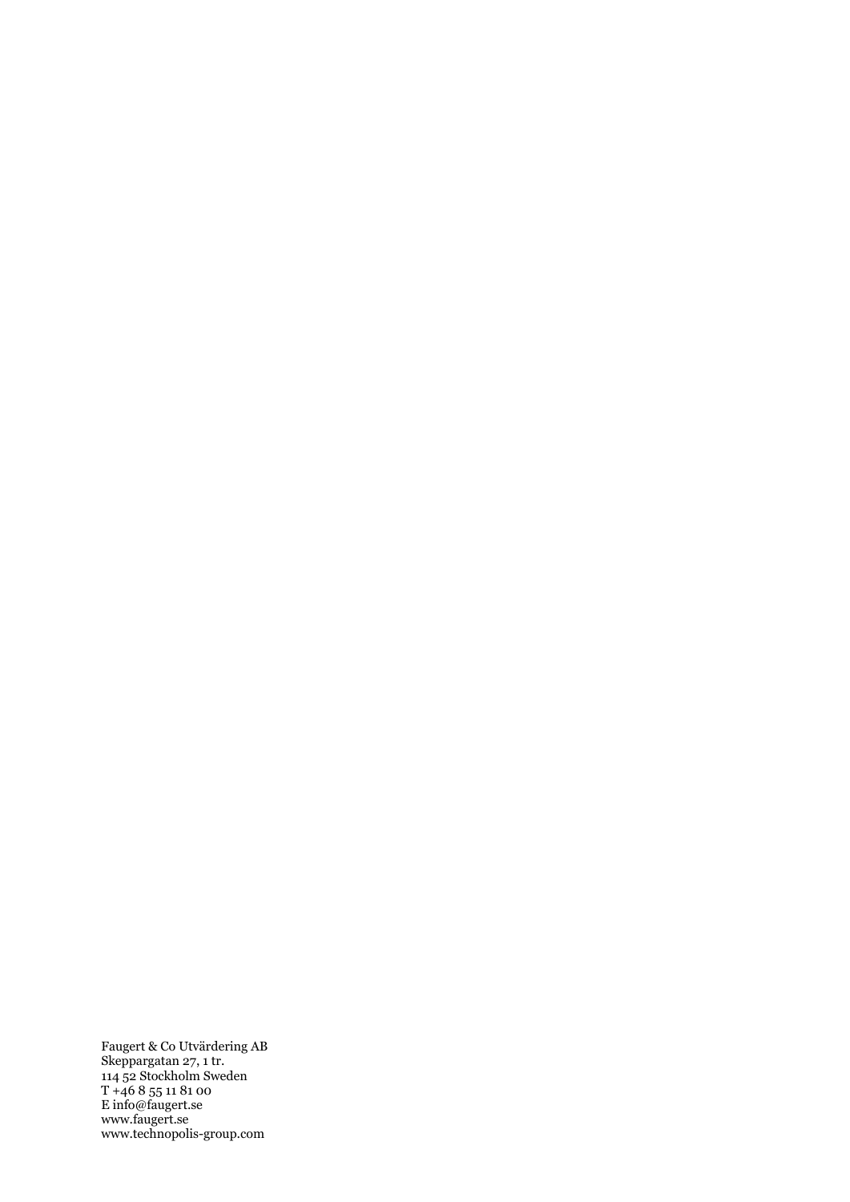Faugert & Co Utvärdering AB
Skeppargatan 27, 1 tr.
114 52 Stockholm Sweden
T +46 8 55 11 81 00
E info@faugert.se
www.faugert.se
www.technopolis-group.com